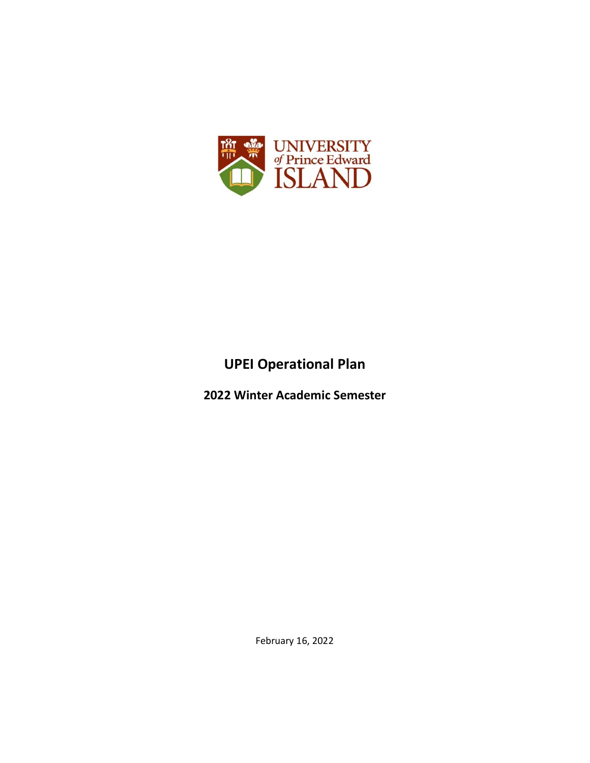UNIVERSITY of Prince Edward ISLAND

# UPEI Operational Plan

## 2022 Winter Academic Semester

February 16, 2022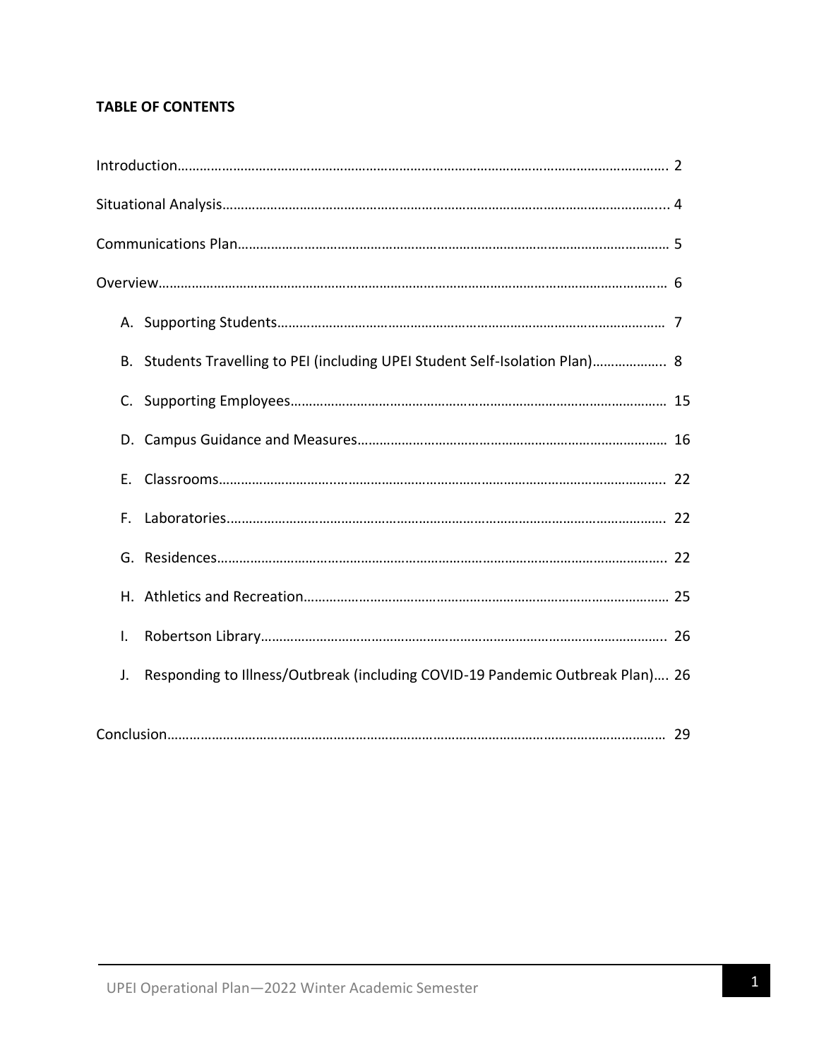**TABLE OF CONTENTS**

Introduction………………………………………………………………………………………………………………. 2

Situational Analysis………………………………………………………………………………………………….... 4

Communications Plan……………………………………………………………………………………………… 5

Overview…………………………………………………………………………………………………………………… 6

A. Supporting Students……………………………………………………………………………………… 7
B. Students Travelling to PEI (including UPEI Student Self-Isolation Plan)……………….. 8
C. Supporting Employees…………………………………………………………………………………… 15
D. Campus Guidance and Measures………………………………………………………………………… 16
E. Classrooms……………………………………………………………………………………………………. 22
F. Laboratories…………………………………………………………………………………………………. 22
G. Residences……………………………………………………………………………………………………. 22
H. Athletics and Recreation……………………………………………………………………………… 25
I. Robertson Library……………………………………………………………………………………….. 26
J. Responding to Illness/Outbreak (including COVID-19 Pandemic Outbreak Plan)…. 26

Conclusion………………………………………………………………………………………………………………… 29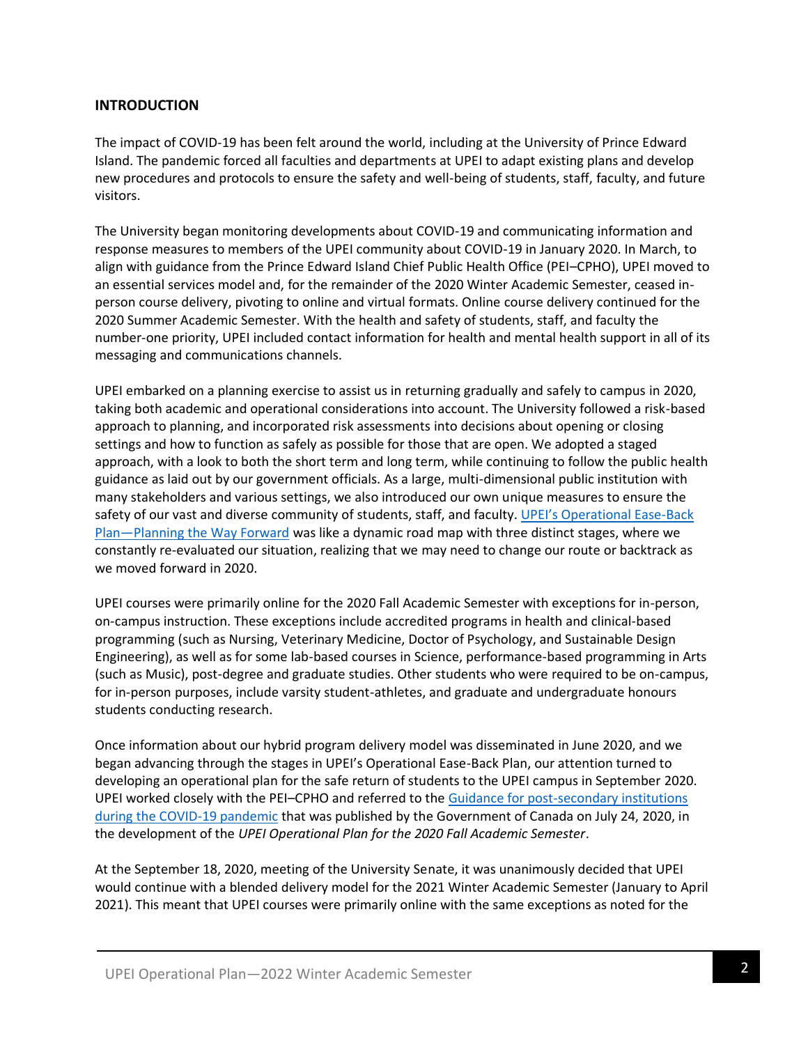## INTRODUCTION

The impact of COVID-19 has been felt around the world, including at the University of Prince Edward Island. The pandemic forced all faculties and departments at UPEI to adapt existing plans and develop new procedures and protocols to ensure the safety and well-being of students, staff, faculty, and future visitors.

The University began monitoring developments about COVID-19 and communicating information and response measures to members of the UPEI community about COVID-19 in January 2020. In March, to align with guidance from the Prince Edward Island Chief Public Health Office (PEI–CPHO), UPEI moved to an essential services model and, for the remainder of the 2020 Winter Academic Semester, ceased in-person course delivery, pivoting to online and virtual formats. Online course delivery continued for the 2020 Summer Academic Semester. With the health and safety of students, staff, and faculty the number-one priority, UPEI included contact information for health and mental health support in all of its messaging and communications channels.

UPEI embarked on a planning exercise to assist us in returning gradually and safely to campus in 2020, taking both academic and operational considerations into account. The University followed a risk-based approach to planning, and incorporated risk assessments into decisions about opening or closing settings and how to function as safely as possible for those that are open. We adopted a staged approach, with a look to both the short term and long term, while continuing to follow the public health guidance as laid out by our government officials. As a large, multi-dimensional public institution with many stakeholders and various settings, we also introduced our own unique measures to ensure the safety of our vast and diverse community of students, staff, and faculty. UPEI's Operational Ease-Back Plan—Planning the Way Forward was like a dynamic road map with three distinct stages, where we constantly re-evaluated our situation, realizing that we may need to change our route or backtrack as we moved forward in 2020.

UPEI courses were primarily online for the 2020 Fall Academic Semester with exceptions for in-person, on-campus instruction. These exceptions include accredited programs in health and clinical-based programming (such as Nursing, Veterinary Medicine, Doctor of Psychology, and Sustainable Design Engineering), as well as for some lab-based courses in Science, performance-based programming in Arts (such as Music), post-degree and graduate studies. Other students who were required to be on-campus, for in-person purposes, include varsity student-athletes, and graduate and undergraduate honours students conducting research.

Once information about our hybrid program delivery model was disseminated in June 2020, and we began advancing through the stages in UPEI's Operational Ease-Back Plan, our attention turned to developing an operational plan for the safe return of students to the UPEI campus in September 2020. UPEI worked closely with the PEI–CPHO and referred to the Guidance for post-secondary institutions during the COVID-19 pandemic that was published by the Government of Canada on July 24, 2020, in the development of the *UPEI Operational Plan for the 2020 Fall Academic Semester*.

At the September 18, 2020, meeting of the University Senate, it was unanimously decided that UPEI would continue with a blended delivery model for the 2021 Winter Academic Semester (January to April 2021). This meant that UPEI courses were primarily online with the same exceptions as noted for the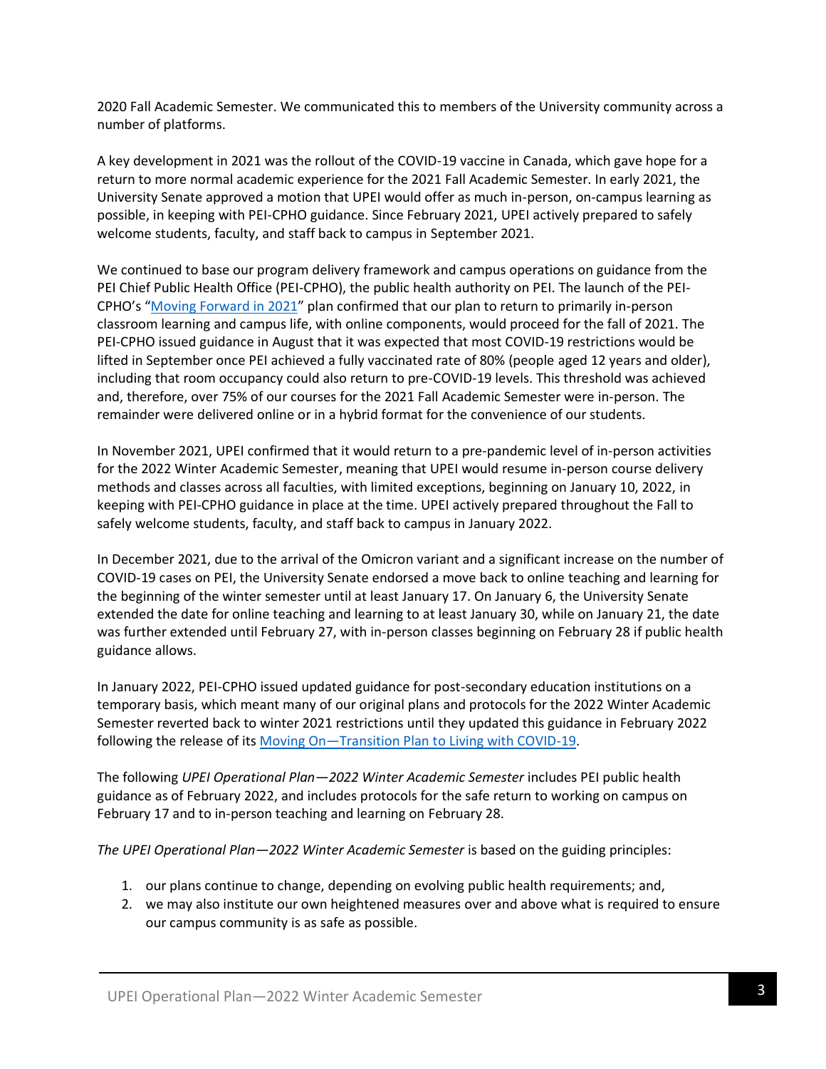2020 Fall Academic Semester. We communicated this to members of the University community across a number of platforms.

A key development in 2021 was the rollout of the COVID-19 vaccine in Canada, which gave hope for a return to more normal academic experience for the 2021 Fall Academic Semester. In early 2021, the University Senate approved a motion that UPEI would offer as much in-person, on-campus learning as possible, in keeping with PEI-CPHO guidance. Since February 2021, UPEI actively prepared to safely welcome students, faculty, and staff back to campus in September 2021.

We continued to base our program delivery framework and campus operations on guidance from the PEI Chief Public Health Office (PEI-CPHO), the public health authority on PEI. The launch of the PEI-CPHO's "Moving Forward in 2021" plan confirmed that our plan to return to primarily in-person classroom learning and campus life, with online components, would proceed for the fall of 2021. The PEI-CPHO issued guidance in August that it was expected that most COVID-19 restrictions would be lifted in September once PEI achieved a fully vaccinated rate of 80% (people aged 12 years and older), including that room occupancy could also return to pre-COVID-19 levels. This threshold was achieved and, therefore, over 75% of our courses for the 2021 Fall Academic Semester were in-person. The remainder were delivered online or in a hybrid format for the convenience of our students.

In November 2021, UPEI confirmed that it would return to a pre-pandemic level of in-person activities for the 2022 Winter Academic Semester, meaning that UPEI would resume in-person course delivery methods and classes across all faculties, with limited exceptions, beginning on January 10, 2022, in keeping with PEI-CPHO guidance in place at the time. UPEI actively prepared throughout the Fall to safely welcome students, faculty, and staff back to campus in January 2022.

In December 2021, due to the arrival of the Omicron variant and a significant increase on the number of COVID-19 cases on PEI, the University Senate endorsed a move back to online teaching and learning for the beginning of the winter semester until at least January 17. On January 6, the University Senate extended the date for online teaching and learning to at least January 30, while on January 21, the date was further extended until February 27, with in-person classes beginning on February 28 if public health guidance allows.

In January 2022, PEI-CPHO issued updated guidance for post-secondary education institutions on a temporary basis, which meant many of our original plans and protocols for the 2022 Winter Academic Semester reverted back to winter 2021 restrictions until they updated this guidance in February 2022 following the release of its Moving On—Transition Plan to Living with COVID-19.

The following *UPEI Operational Plan—2022 Winter Academic Semester* includes PEI public health guidance as of February 2022, and includes protocols for the safe return to working on campus on February 17 and to in-person teaching and learning on February 28.

*The UPEI Operational Plan—2022 Winter Academic Semester* is based on the guiding principles:

1. our plans continue to change, depending on evolving public health requirements; and,
2. we may also institute our own heightened measures over and above what is required to ensure our campus community is as safe as possible.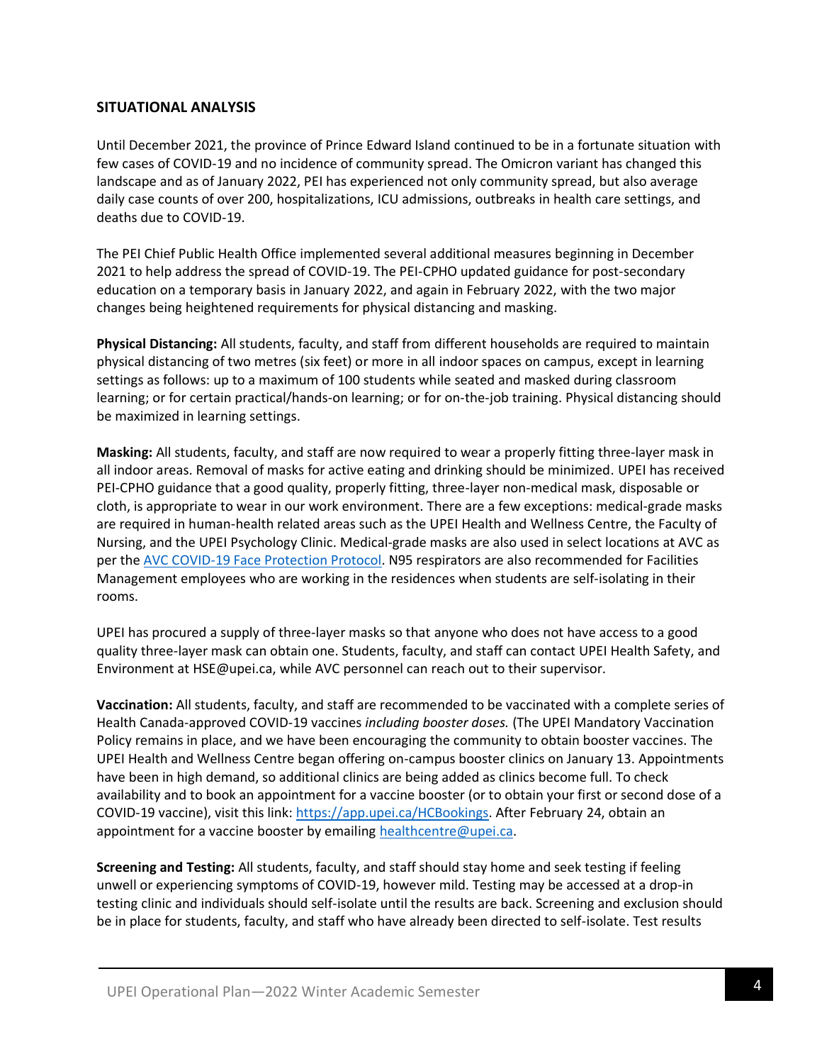## SITUATIONAL ANALYSIS

Until December 2021, the province of Prince Edward Island continued to be in a fortunate situation with few cases of COVID-19 and no incidence of community spread. The Omicron variant has changed this landscape and as of January 2022, PEI has experienced not only community spread, but also average daily case counts of over 200, hospitalizations, ICU admissions, outbreaks in health care settings, and deaths due to COVID-19.

The PEI Chief Public Health Office implemented several additional measures beginning in December 2021 to help address the spread of COVID-19. The PEI-CPHO updated guidance for post-secondary education on a temporary basis in January 2022, and again in February 2022, with the two major changes being heightened requirements for physical distancing and masking.

**Physical Distancing:** All students, faculty, and staff from different households are required to maintain physical distancing of two metres (six feet) or more in all indoor spaces on campus, except in learning settings as follows: up to a maximum of 100 students while seated and masked during classroom learning; or for certain practical/hands-on learning; or for on-the-job training. Physical distancing should be maximized in learning settings.

**Masking:** All students, faculty, and staff are now required to wear a properly fitting three-layer mask in all indoor areas. Removal of masks for active eating and drinking should be minimized. UPEI has received PEI-CPHO guidance that a good quality, properly fitting, three-layer non-medical mask, disposable or cloth, is appropriate to wear in our work environment. There are a few exceptions: medical-grade masks are required in human-health related areas such as the UPEI Health and Wellness Centre, the Faculty of Nursing, and the UPEI Psychology Clinic. Medical-grade masks are also used in select locations at AVC as per the AVC COVID-19 Face Protection Protocol. N95 respirators are also recommended for Facilities Management employees who are working in the residences when students are self-isolating in their rooms.

UPEI has procured a supply of three-layer masks so that anyone who does not have access to a good quality three-layer mask can obtain one. Students, faculty, and staff can contact UPEI Health Safety, and Environment at HSE@upei.ca, while AVC personnel can reach out to their supervisor.

**Vaccination:** All students, faculty, and staff are recommended to be vaccinated with a complete series of Health Canada-approved COVID-19 vaccines *including booster doses.* (The UPEI Mandatory Vaccination Policy remains in place, and we have been encouraging the community to obtain booster vaccines. The UPEI Health and Wellness Centre began offering on-campus booster clinics on January 13. Appointments have been in high demand, so additional clinics are being added as clinics become full. To check availability and to book an appointment for a vaccine booster (or to obtain your first or second dose of a COVID-19 vaccine), visit this link: https://app.upei.ca/HCBookings. After February 24, obtain an appointment for a vaccine booster by emailing healthcentre@upei.ca.

**Screening and Testing:** All students, faculty, and staff should stay home and seek testing if feeling unwell or experiencing symptoms of COVID-19, however mild. Testing may be accessed at a drop-in testing clinic and individuals should self-isolate until the results are back. Screening and exclusion should be in place for students, faculty, and staff who have already been directed to self-isolate. Test results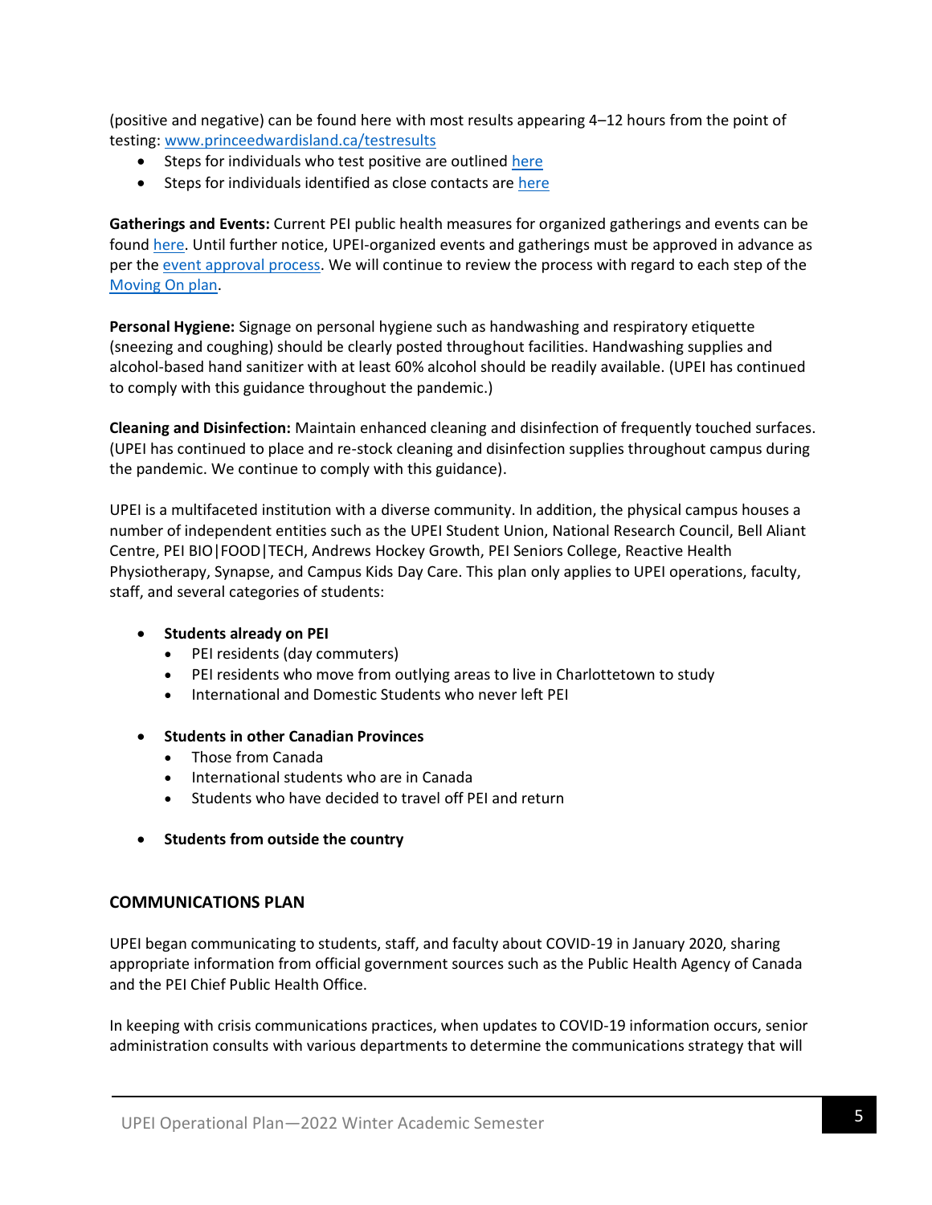(positive and negative) can be found here with most results appearing 4–12 hours from the point of testing: [www.princeedwardisland.ca/testresults](www.princeedwardisland.ca/testresults)

- Steps for individuals who test positive are outlined here
- Steps for individuals identified as close contacts are here

**Gatherings and Events:** Current PEI public health measures for organized gatherings and events can be found here. Until further notice, UPEI-organized events and gatherings must be approved in advance as per the event approval process. We will continue to review the process with regard to each step of the Moving On plan.

**Personal Hygiene:** Signage on personal hygiene such as handwashing and respiratory etiquette (sneezing and coughing) should be clearly posted throughout facilities. Handwashing supplies and alcohol-based hand sanitizer with at least 60% alcohol should be readily available. (UPEI has continued to comply with this guidance throughout the pandemic.)

**Cleaning and Disinfection:** Maintain enhanced cleaning and disinfection of frequently touched surfaces. (UPEI has continued to place and re-stock cleaning and disinfection supplies throughout campus during the pandemic. We continue to comply with this guidance).

UPEI is a multifaceted institution with a diverse community. In addition, the physical campus houses a number of independent entities such as the UPEI Student Union, National Research Council, Bell Aliant Centre, PEI BIO|FOOD|TECH, Andrews Hockey Growth, PEI Seniors College, Reactive Health Physiotherapy, Synapse, and Campus Kids Day Care. This plan only applies to UPEI operations, faculty, staff, and several categories of students:

- **Students already on PEI**
    - PEI residents (day commuters)
    - PEI residents who move from outlying areas to live in Charlottetown to study
    - International and Domestic Students who never left PEI
- **Students in other Canadian Provinces**
    - Those from Canada
    - International students who are in Canada
    - Students who have decided to travel off PEI and return
- **Students from outside the country**

## COMMUNICATIONS PLAN

UPEI began communicating to students, staff, and faculty about COVID-19 in January 2020, sharing appropriate information from official government sources such as the Public Health Agency of Canada and the PEI Chief Public Health Office.

In keeping with crisis communications practices, when updates to COVID-19 information occurs, senior administration consults with various departments to determine the communications strategy that will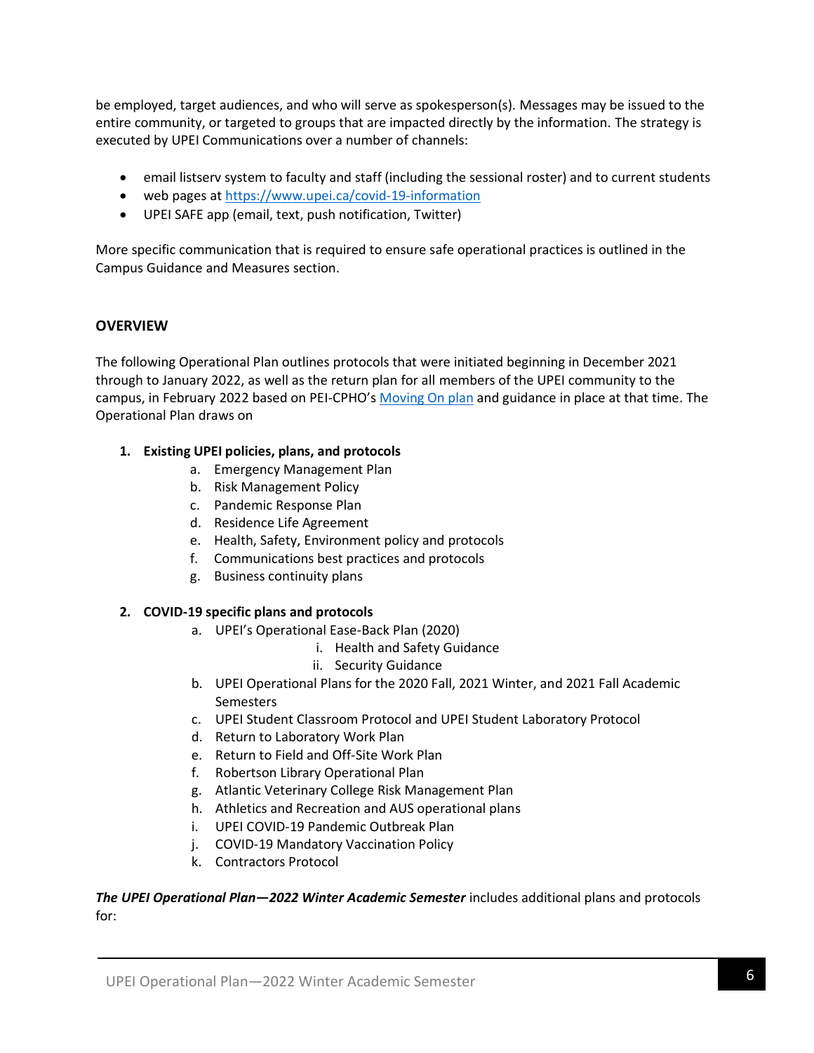be employed, target audiences, and who will serve as spokesperson(s). Messages may be issued to the entire community, or targeted to groups that are impacted directly by the information. The strategy is executed by UPEI Communications over a number of channels:

- email listserv system to faculty and staff (including the sessional roster) and to current students
- web pages at [https://www.upei.ca/covid-19-information](https://www.upei.ca/covid-19-information)
- UPEI SAFE app (email, text, push notification, Twitter)

More specific communication that is required to ensure safe operational practices is outlined in the Campus Guidance and Measures section.

## OVERVIEW

The following Operational Plan outlines protocols that were initiated beginning in December 2021 through to January 2022, as well as the return plan for all members of the UPEI community to the campus, in February 2022 based on PEI-CPHO's Moving On plan and guidance in place at that time. The Operational Plan draws on

1. **Existing UPEI policies, plans, and protocols**
   a. Emergency Management Plan
   b. Risk Management Policy
   c. Pandemic Response Plan
   d. Residence Life Agreement
   e. Health, Safety, Environment policy and protocols
   f. Communications best practices and protocols
   g. Business continuity plans

2. **COVID-19 specific plans and protocols**
   a. UPEI's Operational Ease-Back Plan (2020)
      i. Health and Safety Guidance
      ii. Security Guidance
   b. UPEI Operational Plans for the 2020 Fall, 2021 Winter, and 2021 Fall Academic Semesters
   c. UPEI Student Classroom Protocol and UPEI Student Laboratory Protocol
   d. Return to Laboratory Work Plan
   e. Return to Field and Off-Site Work Plan
   f. Robertson Library Operational Plan
   g. Atlantic Veterinary College Risk Management Plan
   h. Athletics and Recreation and AUS operational plans
   i. UPEI COVID-19 Pandemic Outbreak Plan
   j. COVID-19 Mandatory Vaccination Policy
   k. Contractors Protocol

***The UPEI Operational Plan—2022 Winter Academic Semester*** includes additional plans and protocols for: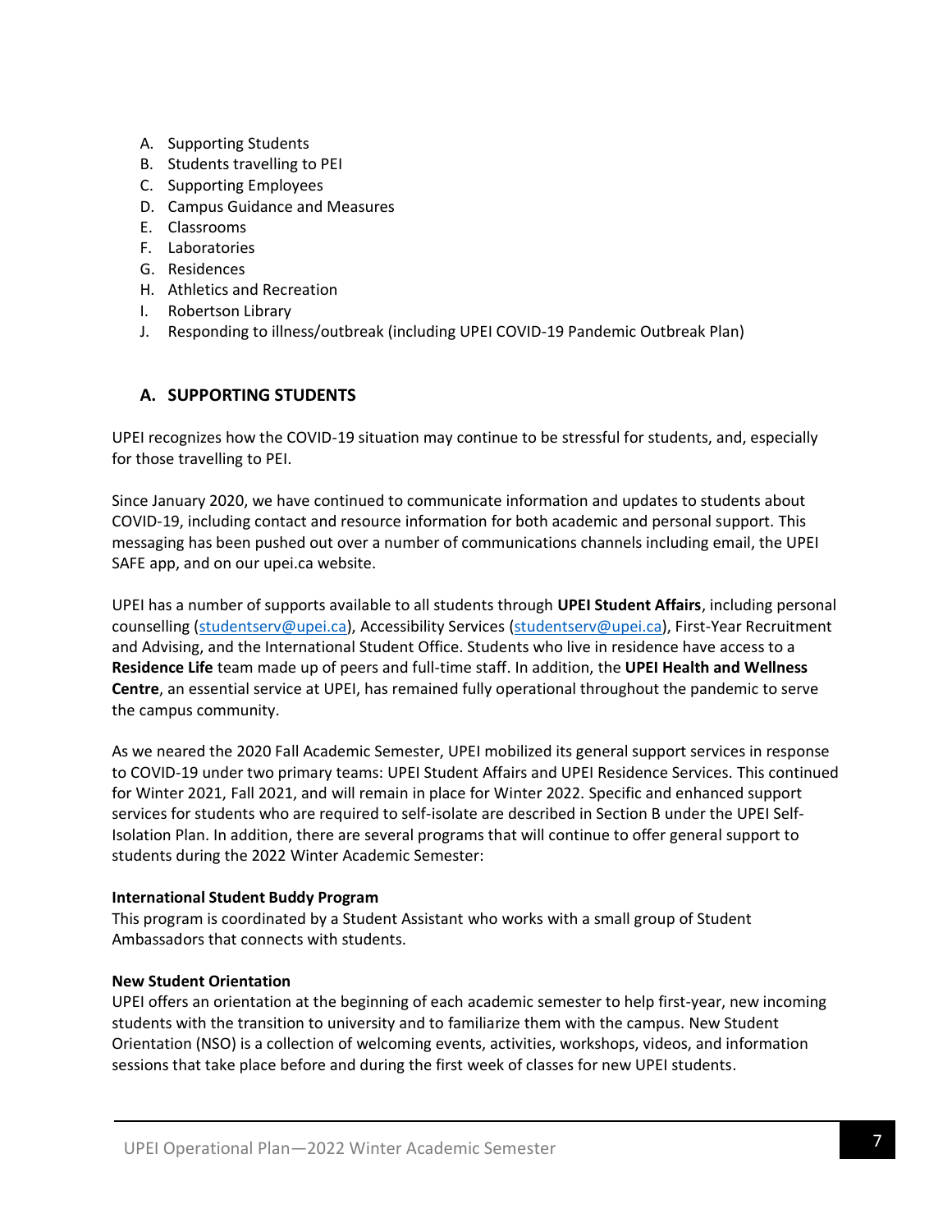A. Supporting Students
B. Students travelling to PEI
C. Supporting Employees
D. Campus Guidance and Measures
E. Classrooms
F. Laboratories
G. Residences
H. Athletics and Recreation
I. Robertson Library
J. Responding to illness/outbreak (including UPEI COVID-19 Pandemic Outbreak Plan)

## A. SUPPORTING STUDENTS

UPEI recognizes how the COVID-19 situation may continue to be stressful for students, and, especially for those travelling to PEI.

Since January 2020, we have continued to communicate information and updates to students about COVID-19, including contact and resource information for both academic and personal support. This messaging has been pushed out over a number of communications channels including email, the UPEI SAFE app, and on our upei.ca website.

UPEI has a number of supports available to all students through **UPEI Student Affairs**, including personal counselling (studentserv@upei.ca), Accessibility Services (studentserv@upei.ca), First-Year Recruitment and Advising, and the International Student Office. Students who live in residence have access to a **Residence Life** team made up of peers and full-time staff. In addition, the **UPEI Health and Wellness Centre**, an essential service at UPEI, has remained fully operational throughout the pandemic to serve the campus community.

As we neared the 2020 Fall Academic Semester, UPEI mobilized its general support services in response to COVID-19 under two primary teams: UPEI Student Affairs and UPEI Residence Services. This continued for Winter 2021, Fall 2021, and will remain in place for Winter 2022. Specific and enhanced support services for students who are required to self-isolate are described in Section B under the UPEI Self-Isolation Plan. In addition, there are several programs that will continue to offer general support to students during the 2022 Winter Academic Semester:

**International Student Buddy Program**
This program is coordinated by a Student Assistant who works with a small group of Student Ambassadors that connects with students.

**New Student Orientation**
UPEI offers an orientation at the beginning of each academic semester to help first-year, new incoming students with the transition to university and to familiarize them with the campus. New Student Orientation (NSO) is a collection of welcoming events, activities, workshops, videos, and information sessions that take place before and during the first week of classes for new UPEI students.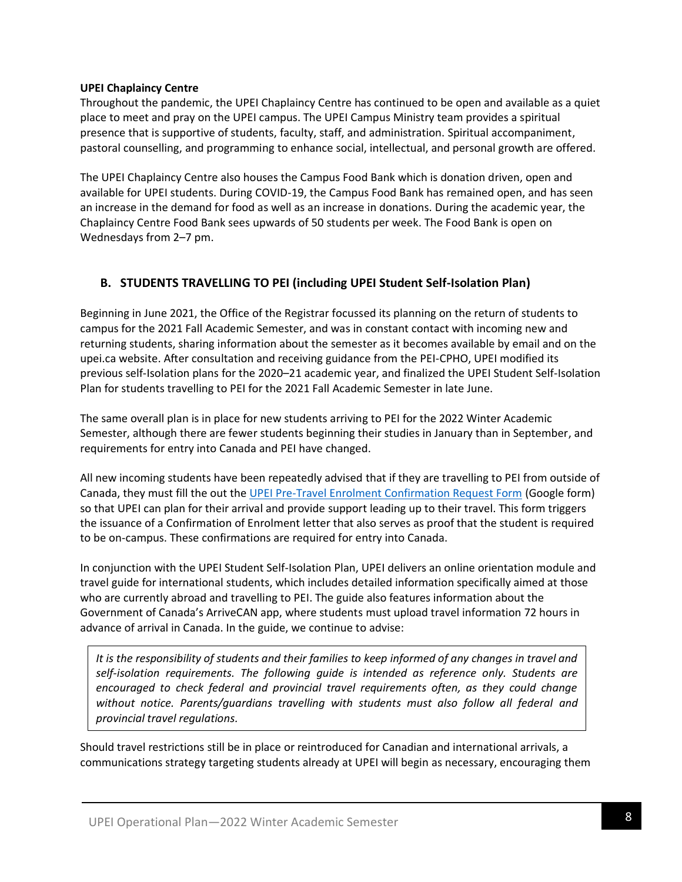**UPEI Chaplaincy Centre**

Throughout the pandemic, the UPEI Chaplaincy Centre has continued to be open and available as a quiet place to meet and pray on the UPEI campus. The UPEI Campus Ministry team provides a spiritual presence that is supportive of students, faculty, staff, and administration. Spiritual accompaniment, pastoral counselling, and programming to enhance social, intellectual, and personal growth are offered.

The UPEI Chaplaincy Centre also houses the Campus Food Bank which is donation driven, open and available for UPEI students. During COVID-19, the Campus Food Bank has remained open, and has seen an increase in the demand for food as well as an increase in donations. During the academic year, the Chaplaincy Centre Food Bank sees upwards of 50 students per week. The Food Bank is open on Wednesdays from 2–7 pm.

## B. STUDENTS TRAVELLING TO PEI (including UPEI Student Self-Isolation Plan)

Beginning in June 2021, the Office of the Registrar focussed its planning on the return of students to campus for the 2021 Fall Academic Semester, and was in constant contact with incoming new and returning students, sharing information about the semester as it becomes available by email and on the upei.ca website. After consultation and receiving guidance from the PEI-CPHO, UPEI modified its previous self-Isolation plans for the 2020–21 academic year, and finalized the UPEI Student Self-Isolation Plan for students travelling to PEI for the 2021 Fall Academic Semester in late June.

The same overall plan is in place for new students arriving to PEI for the 2022 Winter Academic Semester, although there are fewer students beginning their studies in January than in September, and requirements for entry into Canada and PEI have changed.

All new incoming students have been repeatedly advised that if they are travelling to PEI from outside of Canada, they must fill the out the UPEI Pre-Travel Enrolment Confirmation Request Form (Google form) so that UPEI can plan for their arrival and provide support leading up to their travel. This form triggers the issuance of a Confirmation of Enrolment letter that also serves as proof that the student is required to be on-campus. These confirmations are required for entry into Canada.

In conjunction with the UPEI Student Self-Isolation Plan, UPEI delivers an online orientation module and travel guide for international students, which includes detailed information specifically aimed at those who are currently abroad and travelling to PEI. The guide also features information about the Government of Canada's ArriveCAN app, where students must upload travel information 72 hours in advance of arrival in Canada. In the guide, we continue to advise:

> *It is the responsibility of students and their families to keep informed of any changes in travel and self-isolation requirements. The following guide is intended as reference only. Students are encouraged to check federal and provincial travel requirements often, as they could change without notice. Parents/guardians travelling with students must also follow all federal and provincial travel regulations.*

Should travel restrictions still be in place or reintroduced for Canadian and international arrivals, a communications strategy targeting students already at UPEI will begin as necessary, encouraging them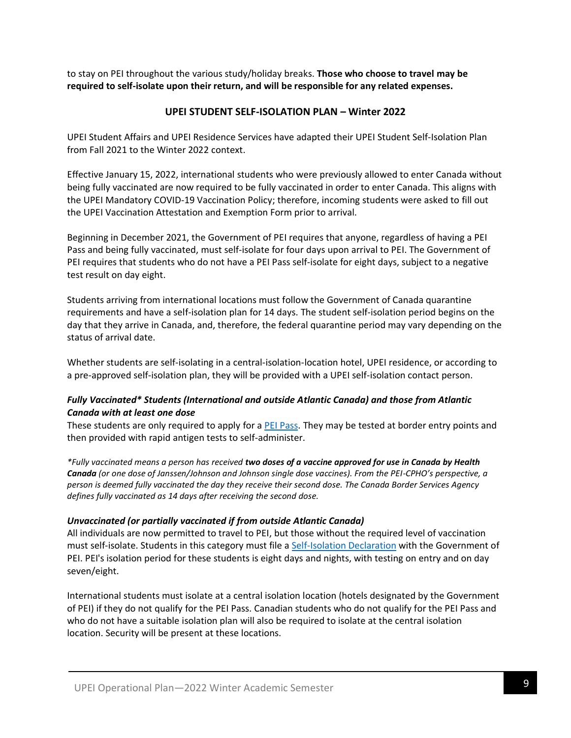to stay on PEI throughout the various study/holiday breaks. **Those who choose to travel may be required to self-isolate upon their return, and will be responsible for any related expenses.**

## UPEI STUDENT SELF-ISOLATION PLAN – Winter 2022

UPEI Student Affairs and UPEI Residence Services have adapted their UPEI Student Self-Isolation Plan from Fall 2021 to the Winter 2022 context.

Effective January 15, 2022, international students who were previously allowed to enter Canada without being fully vaccinated are now required to be fully vaccinated in order to enter Canada. This aligns with the UPEI Mandatory COVID-19 Vaccination Policy; therefore, incoming students were asked to fill out the UPEI Vaccination Attestation and Exemption Form prior to arrival.

Beginning in December 2021, the Government of PEI requires that anyone, regardless of having a PEI Pass and being fully vaccinated, must self-isolate for four days upon arrival to PEI. The Government of PEI requires that students who do not have a PEI Pass self-isolate for eight days, subject to a negative test result on day eight.

Students arriving from international locations must follow the Government of Canada quarantine requirements and have a self-isolation plan for 14 days. The student self-isolation period begins on the day that they arrive in Canada, and, therefore, the federal quarantine period may vary depending on the status of arrival date.

Whether students are self-isolating in a central-isolation-location hotel, UPEI residence, or according to a pre-approved self-isolation plan, they will be provided with a UPEI self-isolation contact person.

### *Fully Vaccinated* Students (International and outside Atlantic Canada) and those from Atlantic Canada with at least one dose*

These students are only required to apply for a PEI Pass. They may be tested at border entry points and then provided with rapid antigen tests to self-administer.

*\*Fully vaccinated means a person has received **two doses of a vaccine approved for use in Canada by Health Canada** (or one dose of Janssen/Johnson and Johnson single dose vaccines). From the PEI-CPHO's perspective, a person is deemed fully vaccinated the day they receive their second dose. The Canada Border Services Agency defines fully vaccinated as 14 days after receiving the second dose.*

### *Unvaccinated (or partially vaccinated if from outside Atlantic Canada)*

All individuals are now permitted to travel to PEI, but those without the required level of vaccination must self-isolate. Students in this category must file a Self-Isolation Declaration with the Government of PEI. PEI's isolation period for these students is eight days and nights, with testing on entry and on day seven/eight.

International students must isolate at a central isolation location (hotels designated by the Government of PEI) if they do not qualify for the PEI Pass. Canadian students who do not qualify for the PEI Pass and who do not have a suitable isolation plan will also be required to isolate at the central isolation location. Security will be present at these locations.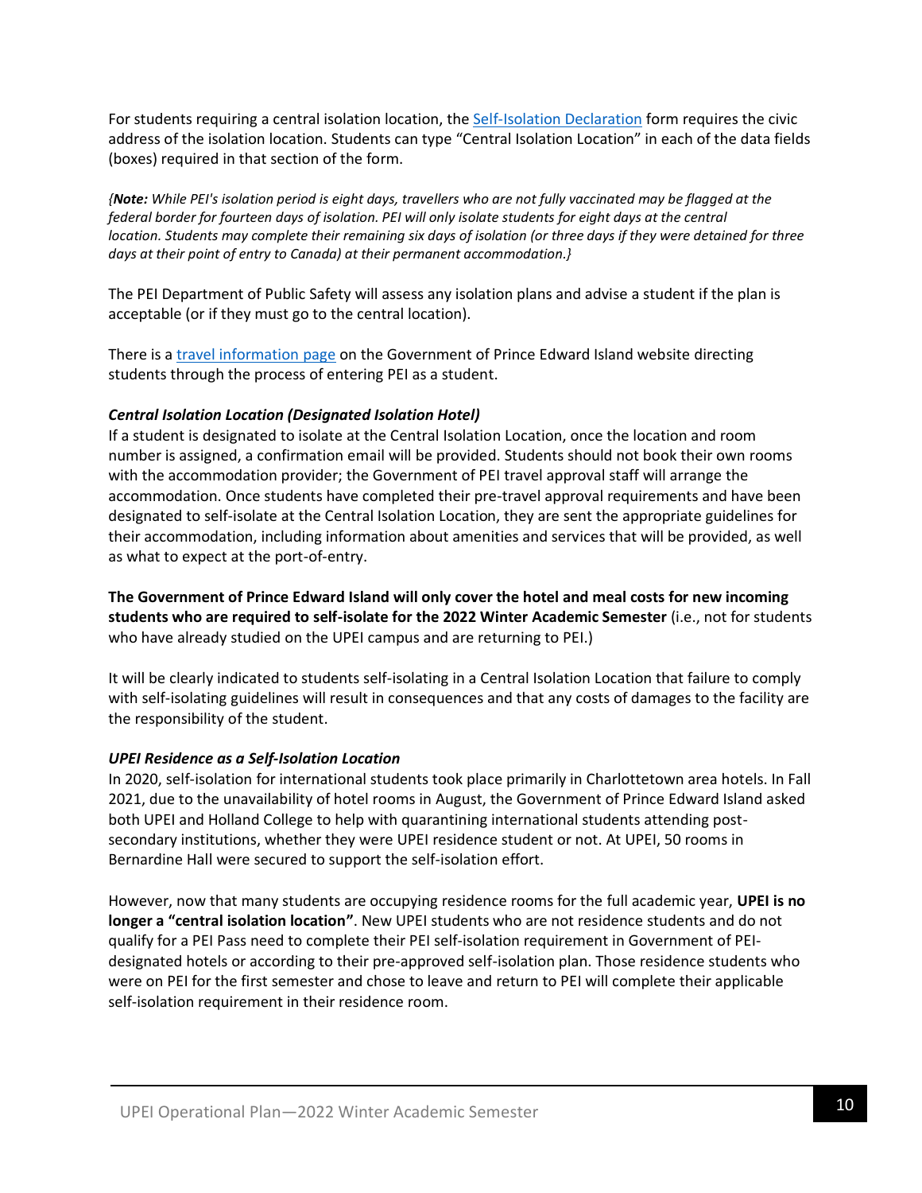For students requiring a central isolation location, the Self-Isolation Declaration form requires the civic address of the isolation location. Students can type "Central Isolation Location" in each of the data fields (boxes) required in that section of the form.

*{**Note:** While PEI's isolation period is eight days, travellers who are not fully vaccinated may be flagged at the federal border for fourteen days of isolation. PEI will only isolate students for eight days at the central location. Students may complete their remaining six days of isolation (or three days if they were detained for three days at their point of entry to Canada) at their permanent accommodation.}*

The PEI Department of Public Safety will assess any isolation plans and advise a student if the plan is acceptable (or if they must go to the central location).

There is a travel information page on the Government of Prince Edward Island website directing students through the process of entering PEI as a student.

***Central Isolation Location (Designated Isolation Hotel)***

If a student is designated to isolate at the Central Isolation Location, once the location and room number is assigned, a confirmation email will be provided. Students should not book their own rooms with the accommodation provider; the Government of PEI travel approval staff will arrange the accommodation. Once students have completed their pre-travel approval requirements and have been designated to self-isolate at the Central Isolation Location, they are sent the appropriate guidelines for their accommodation, including information about amenities and services that will be provided, as well as what to expect at the port-of-entry.

**The Government of Prince Edward Island will only cover the hotel and meal costs for new incoming students who are required to self-isolate for the 2022 Winter Academic Semester** (i.e., not for students who have already studied on the UPEI campus and are returning to PEI.)

It will be clearly indicated to students self-isolating in a Central Isolation Location that failure to comply with self-isolating guidelines will result in consequences and that any costs of damages to the facility are the responsibility of the student.

***UPEI Residence as a Self-Isolation Location***

In 2020, self-isolation for international students took place primarily in Charlottetown area hotels. In Fall 2021, due to the unavailability of hotel rooms in August, the Government of Prince Edward Island asked both UPEI and Holland College to help with quarantining international students attending post-secondary institutions, whether they were UPEI residence student or not. At UPEI, 50 rooms in Bernardine Hall were secured to support the self-isolation effort.

However, now that many students are occupying residence rooms for the full academic year, **UPEI is no longer a "central isolation location"**. New UPEI students who are not residence students and do not qualify for a PEI Pass need to complete their PEI self-isolation requirement in Government of PEI-designated hotels or according to their pre-approved self-isolation plan. Those residence students who were on PEI for the first semester and chose to leave and return to PEI will complete their applicable self-isolation requirement in their residence room.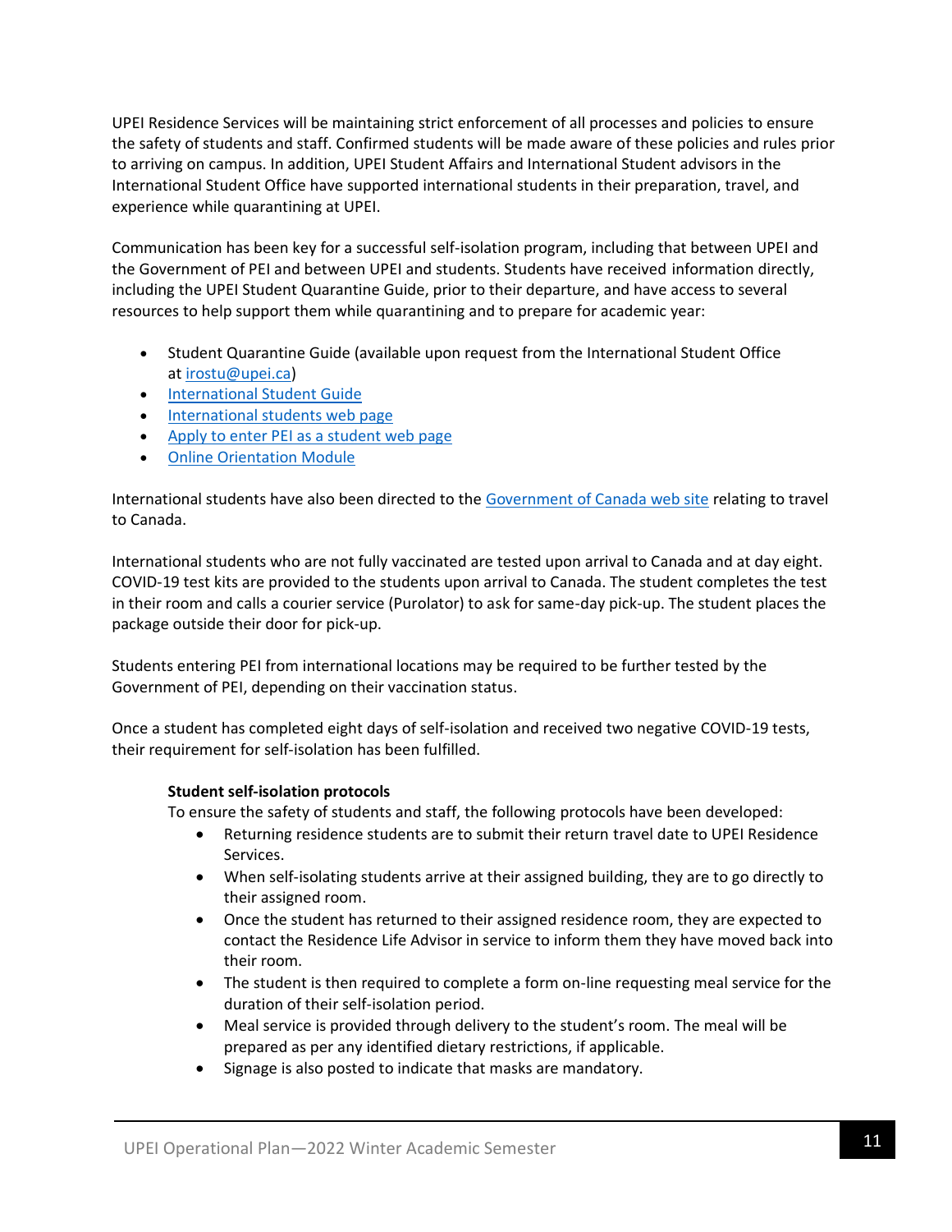UPEI Residence Services will be maintaining strict enforcement of all processes and policies to ensure the safety of students and staff. Confirmed students will be made aware of these policies and rules prior to arriving on campus. In addition, UPEI Student Affairs and International Student advisors in the International Student Office have supported international students in their preparation, travel, and experience while quarantining at UPEI.

Communication has been key for a successful self-isolation program, including that between UPEI and the Government of PEI and between UPEI and students. Students have received information directly, including the UPEI Student Quarantine Guide, prior to their departure, and have access to several resources to help support them while quarantining and to prepare for academic year:

- Student Quarantine Guide (available upon request from the International Student Office at irostu@upei.ca)
- International Student Guide
- International students web page
- Apply to enter PEI as a student web page
- Online Orientation Module

International students have also been directed to the Government of Canada web site relating to travel to Canada.

International students who are not fully vaccinated are tested upon arrival to Canada and at day eight. COVID-19 test kits are provided to the students upon arrival to Canada. The student completes the test in their room and calls a courier service (Purolator) to ask for same-day pick-up. The student places the package outside their door for pick-up.

Students entering PEI from international locations may be required to be further tested by the Government of PEI, depending on their vaccination status.

Once a student has completed eight days of self-isolation and received two negative COVID-19 tests, their requirement for self-isolation has been fulfilled.

**Student self-isolation protocols**

To ensure the safety of students and staff, the following protocols have been developed:

- Returning residence students are to submit their return travel date to UPEI Residence Services.
- When self-isolating students arrive at their assigned building, they are to go directly to their assigned room.
- Once the student has returned to their assigned residence room, they are expected to contact the Residence Life Advisor in service to inform them they have moved back into their room.
- The student is then required to complete a form on-line requesting meal service for the duration of their self-isolation period.
- Meal service is provided through delivery to the student's room. The meal will be prepared as per any identified dietary restrictions, if applicable.
- Signage is also posted to indicate that masks are mandatory.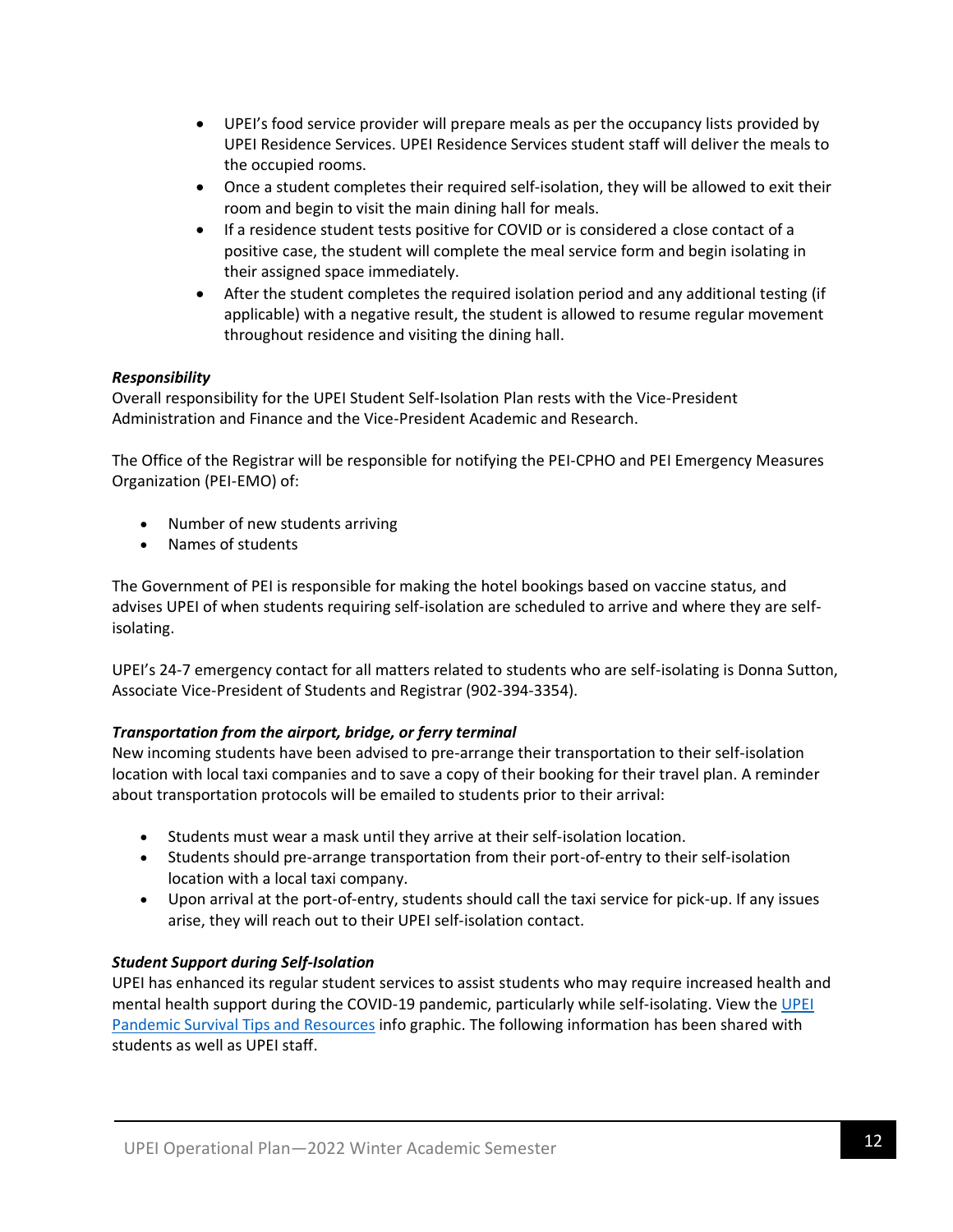- UPEI's food service provider will prepare meals as per the occupancy lists provided by UPEI Residence Services. UPEI Residence Services student staff will deliver the meals to the occupied rooms.
- Once a student completes their required self-isolation, they will be allowed to exit their room and begin to visit the main dining hall for meals.
- If a residence student tests positive for COVID or is considered a close contact of a positive case, the student will complete the meal service form and begin isolating in their assigned space immediately.
- After the student completes the required isolation period and any additional testing (if applicable) with a negative result, the student is allowed to resume regular movement throughout residence and visiting the dining hall.

***Responsibility***

Overall responsibility for the UPEI Student Self-Isolation Plan rests with the Vice-President Administration and Finance and the Vice-President Academic and Research.

The Office of the Registrar will be responsible for notifying the PEI-CPHO and PEI Emergency Measures Organization (PEI-EMO) of:

- Number of new students arriving
- Names of students

The Government of PEI is responsible for making the hotel bookings based on vaccine status, and advises UPEI of when students requiring self-isolation are scheduled to arrive and where they are self-isolating.

UPEI's 24-7 emergency contact for all matters related to students who are self-isolating is Donna Sutton, Associate Vice-President of Students and Registrar (902-394-3354).

***Transportation from the airport, bridge, or ferry terminal***

New incoming students have been advised to pre-arrange their transportation to their self-isolation location with local taxi companies and to save a copy of their booking for their travel plan. A reminder about transportation protocols will be emailed to students prior to their arrival:

- Students must wear a mask until they arrive at their self-isolation location.
- Students should pre-arrange transportation from their port-of-entry to their self-isolation location with a local taxi company.
- Upon arrival at the port-of-entry, students should call the taxi service for pick-up. If any issues arise, they will reach out to their UPEI self-isolation contact.

***Student Support during Self-Isolation***

UPEI has enhanced its regular student services to assist students who may require increased health and mental health support during the COVID-19 pandemic, particularly while self-isolating. View the UPEI Pandemic Survival Tips and Resources info graphic. The following information has been shared with students as well as UPEI staff.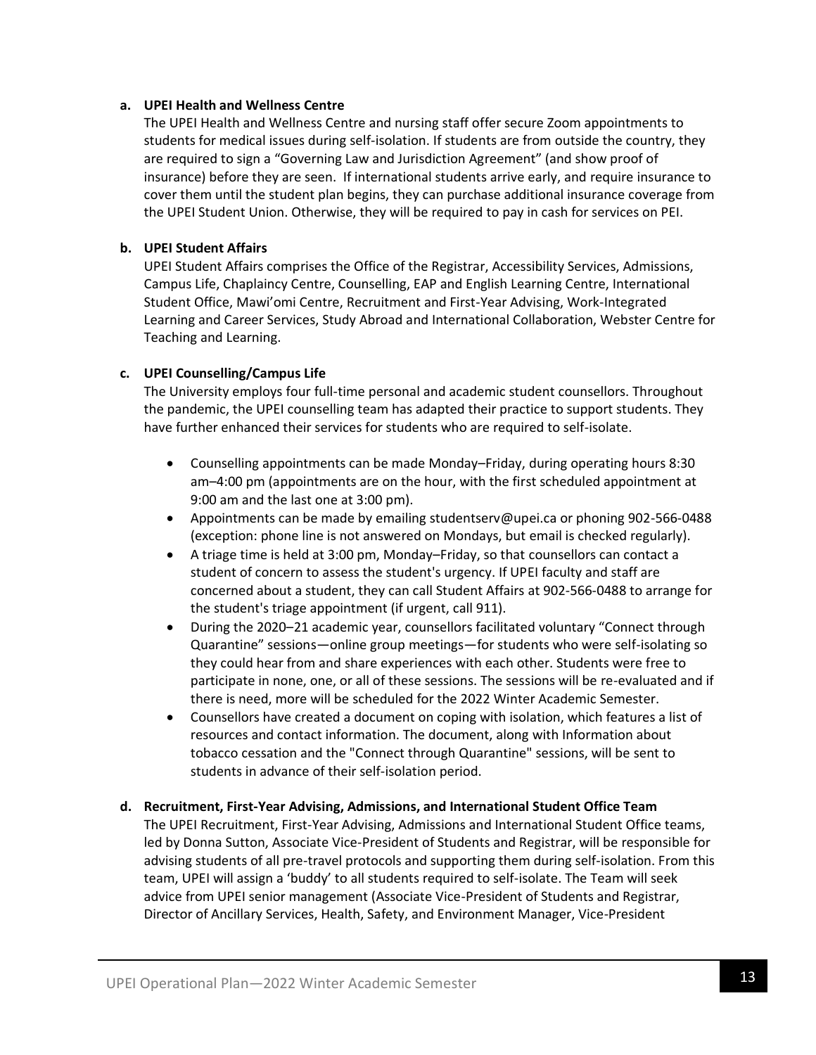**a. UPEI Health and Wellness Centre**

The UPEI Health and Wellness Centre and nursing staff offer secure Zoom appointments to students for medical issues during self-isolation. If students are from outside the country, they are required to sign a "Governing Law and Jurisdiction Agreement" (and show proof of insurance) before they are seen. If international students arrive early, and require insurance to cover them until the student plan begins, they can purchase additional insurance coverage from the UPEI Student Union. Otherwise, they will be required to pay in cash for services on PEI.

**b. UPEI Student Affairs**

UPEI Student Affairs comprises the Office of the Registrar, Accessibility Services, Admissions, Campus Life, Chaplaincy Centre, Counselling, EAP and English Learning Centre, International Student Office, Mawi'omi Centre, Recruitment and First-Year Advising, Work-Integrated Learning and Career Services, Study Abroad and International Collaboration, Webster Centre for Teaching and Learning.

**c. UPEI Counselling/Campus Life**

The University employs four full-time personal and academic student counsellors. Throughout the pandemic, the UPEI counselling team has adapted their practice to support students. They have further enhanced their services for students who are required to self-isolate.

- Counselling appointments can be made Monday–Friday, during operating hours 8:30 am–4:00 pm (appointments are on the hour, with the first scheduled appointment at 9:00 am and the last one at 3:00 pm).
- Appointments can be made by emailing studentserv@upei.ca or phoning 902-566-0488 (exception: phone line is not answered on Mondays, but email is checked regularly).
- A triage time is held at 3:00 pm, Monday–Friday, so that counsellors can contact a student of concern to assess the student's urgency. If UPEI faculty and staff are concerned about a student, they can call Student Affairs at 902-566-0488 to arrange for the student's triage appointment (if urgent, call 911).
- During the 2020–21 academic year, counsellors facilitated voluntary "Connect through Quarantine" sessions—online group meetings—for students who were self-isolating so they could hear from and share experiences with each other. Students were free to participate in none, one, or all of these sessions. The sessions will be re-evaluated and if there is need, more will be scheduled for the 2022 Winter Academic Semester.
- Counsellors have created a document on coping with isolation, which features a list of resources and contact information. The document, along with Information about tobacco cessation and the "Connect through Quarantine" sessions, will be sent to students in advance of their self-isolation period.

**d. Recruitment, First-Year Advising, Admissions, and International Student Office Team**

The UPEI Recruitment, First-Year Advising, Admissions and International Student Office teams, led by Donna Sutton, Associate Vice-President of Students and Registrar, will be responsible for advising students of all pre-travel protocols and supporting them during self-isolation. From this team, UPEI will assign a 'buddy' to all students required to self-isolate. The Team will seek advice from UPEI senior management (Associate Vice-President of Students and Registrar, Director of Ancillary Services, Health, Safety, and Environment Manager, Vice-President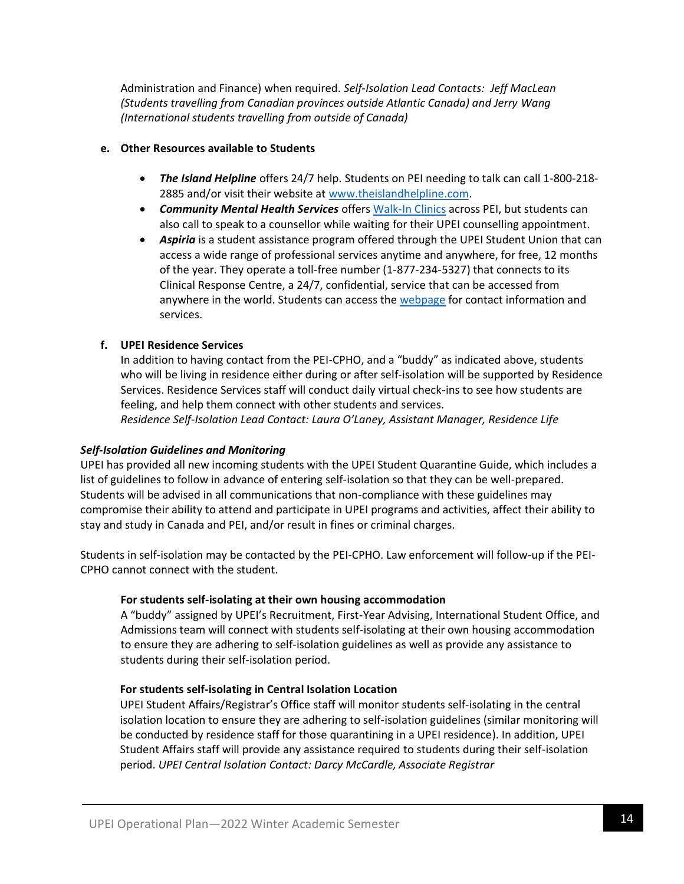Administration and Finance) when required. *Self-Isolation Lead Contacts: Jeff MacLean (Students travelling from Canadian provinces outside Atlantic Canada) and Jerry Wang (International students travelling from outside of Canada)*

**e. Other Resources available to Students**

- ***The Island Helpline*** offers 24/7 help. Students on PEI needing to talk can call 1-800-218-2885 and/or visit their website at www.theislandhelpline.com.
- ***Community Mental Health Services*** offers Walk-In Clinics across PEI, but students can also call to speak to a counsellor while waiting for their UPEI counselling appointment.
- ***Aspiria*** is a student assistance program offered through the UPEI Student Union that can access a wide range of professional services anytime and anywhere, for free, 12 months of the year. They operate a toll-free number (1-877-234-5327) that connects to its Clinical Response Centre, a 24/7, confidential, service that can be accessed from anywhere in the world. Students can access the webpage for contact information and services.

**f. UPEI Residence Services**

In addition to having contact from the PEI-CPHO, and a "buddy" as indicated above, students who will be living in residence either during or after self-isolation will be supported by Residence Services. Residence Services staff will conduct daily virtual check-ins to see how students are feeling, and help them connect with other students and services.
*Residence Self-Isolation Lead Contact: Laura O'Laney, Assistant Manager, Residence Life*

***Self-Isolation Guidelines and Monitoring***

UPEI has provided all new incoming students with the UPEI Student Quarantine Guide, which includes a list of guidelines to follow in advance of entering self-isolation so that they can be well-prepared. Students will be advised in all communications that non-compliance with these guidelines may compromise their ability to attend and participate in UPEI programs and activities, affect their ability to stay and study in Canada and PEI, and/or result in fines or criminal charges.

Students in self-isolation may be contacted by the PEI-CPHO. Law enforcement will follow-up if the PEI-CPHO cannot connect with the student.

**For students self-isolating at their own housing accommodation**

A "buddy" assigned by UPEI's Recruitment, First-Year Advising, International Student Office, and Admissions team will connect with students self-isolating at their own housing accommodation to ensure they are adhering to self-isolation guidelines as well as provide any assistance to students during their self-isolation period.

**For students self-isolating in Central Isolation Location**

UPEI Student Affairs/Registrar's Office staff will monitor students self-isolating in the central isolation location to ensure they are adhering to self-isolation guidelines (similar monitoring will be conducted by residence staff for those quarantining in a UPEI residence). In addition, UPEI Student Affairs staff will provide any assistance required to students during their self-isolation period. *UPEI Central Isolation Contact: Darcy McCardle, Associate Registrar*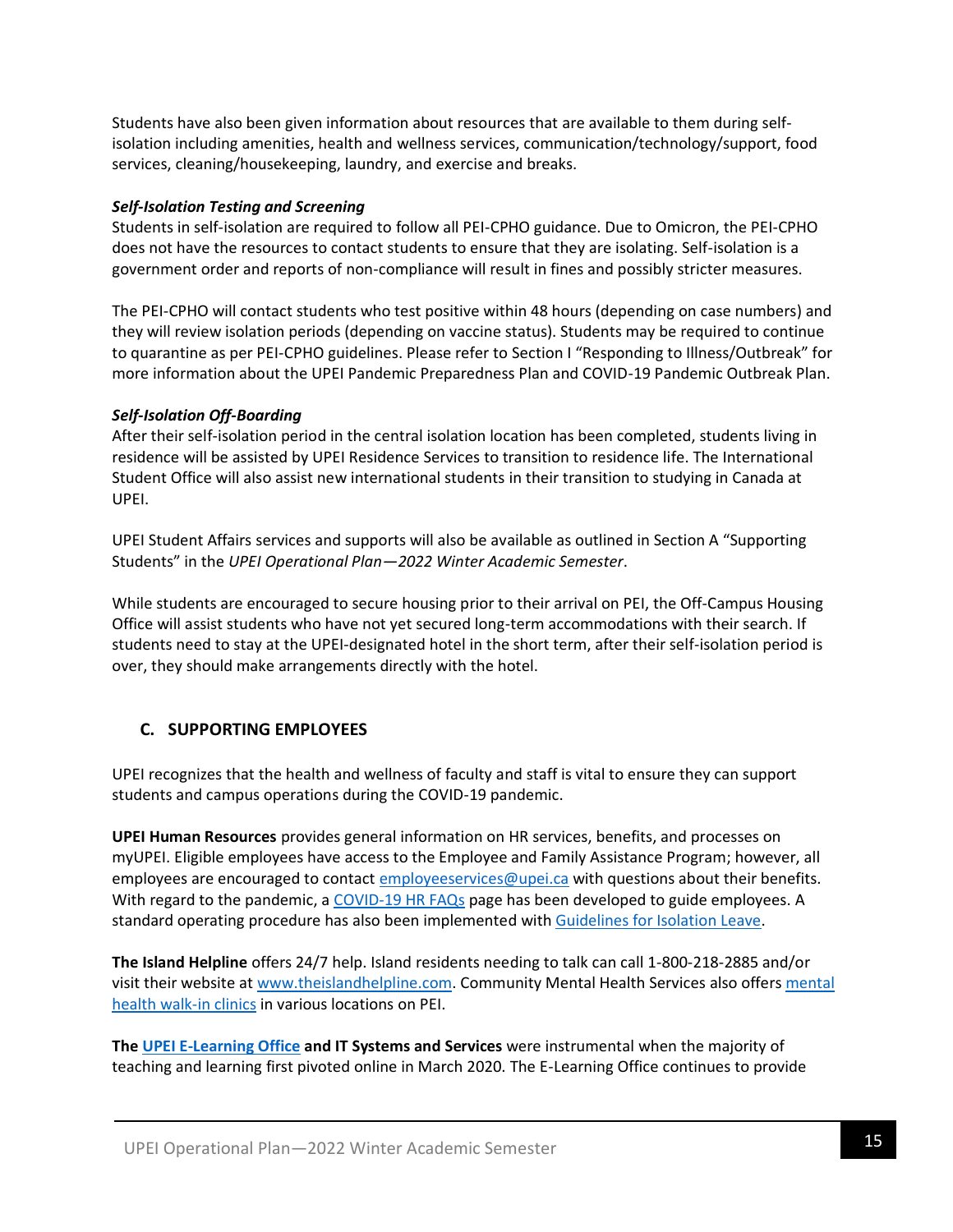Students have also been given information about resources that are available to them during self-isolation including amenities, health and wellness services, communication/technology/support, food services, cleaning/housekeeping, laundry, and exercise and breaks.

***Self-Isolation Testing and Screening***

Students in self-isolation are required to follow all PEI-CPHO guidance. Due to Omicron, the PEI-CPHO does not have the resources to contact students to ensure that they are isolating. Self-isolation is a government order and reports of non-compliance will result in fines and possibly stricter measures.

The PEI-CPHO will contact students who test positive within 48 hours (depending on case numbers) and they will review isolation periods (depending on vaccine status). Students may be required to continue to quarantine as per PEI-CPHO guidelines. Please refer to Section I "Responding to Illness/Outbreak" for more information about the UPEI Pandemic Preparedness Plan and COVID-19 Pandemic Outbreak Plan.

***Self-Isolation Off-Boarding***

After their self-isolation period in the central isolation location has been completed, students living in residence will be assisted by UPEI Residence Services to transition to residence life. The International Student Office will also assist new international students in their transition to studying in Canada at UPEI.

UPEI Student Affairs services and supports will also be available as outlined in Section A "Supporting Students" in the *UPEI Operational Plan—2022 Winter Academic Semester*.

While students are encouraged to secure housing prior to their arrival on PEI, the Off-Campus Housing Office will assist students who have not yet secured long-term accommodations with their search. If students need to stay at the UPEI-designated hotel in the short term, after their self-isolation period is over, they should make arrangements directly with the hotel.

## C. SUPPORTING EMPLOYEES

UPEI recognizes that the health and wellness of faculty and staff is vital to ensure they can support students and campus operations during the COVID-19 pandemic.

**UPEI Human Resources** provides general information on HR services, benefits, and processes on myUPEI. Eligible employees have access to the Employee and Family Assistance Program; however, all employees are encouraged to contact employeeservices@upei.ca with questions about their benefits. With regard to the pandemic, a COVID-19 HR FAQs page has been developed to guide employees. A standard operating procedure has also been implemented with Guidelines for Isolation Leave.

**The Island Helpline** offers 24/7 help. Island residents needing to talk can call 1-800-218-2885 and/or visit their website at www.theislandhelpline.com. Community Mental Health Services also offers mental health walk-in clinics in various locations on PEI.

**The UPEI E-Learning Office and IT Systems and Services** were instrumental when the majority of teaching and learning first pivoted online in March 2020. The E-Learning Office continues to provide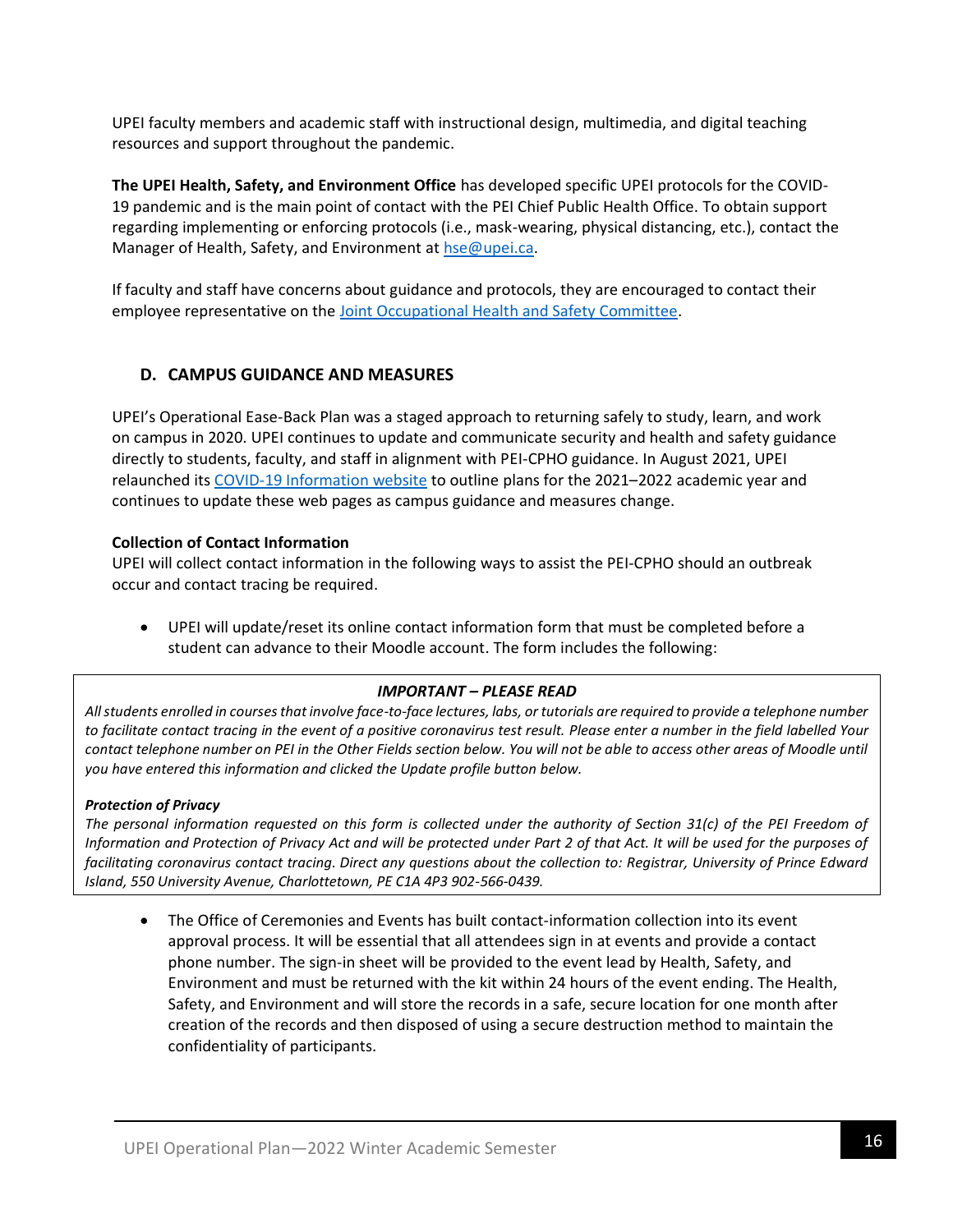UPEI faculty members and academic staff with instructional design, multimedia, and digital teaching resources and support throughout the pandemic.

**The UPEI Health, Safety, and Environment Office** has developed specific UPEI protocols for the COVID-19 pandemic and is the main point of contact with the PEI Chief Public Health Office. To obtain support regarding implementing or enforcing protocols (i.e., mask-wearing, physical distancing, etc.), contact the Manager of Health, Safety, and Environment at hse@upei.ca.

If faculty and staff have concerns about guidance and protocols, they are encouraged to contact their employee representative on the Joint Occupational Health and Safety Committee.

## D. CAMPUS GUIDANCE AND MEASURES

UPEI's Operational Ease-Back Plan was a staged approach to returning safely to study, learn, and work on campus in 2020. UPEI continues to update and communicate security and health and safety guidance directly to students, faculty, and staff in alignment with PEI-CPHO guidance. In August 2021, UPEI relaunched its COVID-19 Information website to outline plans for the 2021–2022 academic year and continues to update these web pages as campus guidance and measures change.

**Collection of Contact Information**

UPEI will collect contact information in the following ways to assist the PEI-CPHO should an outbreak occur and contact tracing be required.

- UPEI will update/reset its online contact information form that must be completed before a student can advance to their Moodle account. The form includes the following:

> ***IMPORTANT – PLEASE READ***
>
> *All students enrolled in courses that involve face-to-face lectures, labs, or tutorials are required to provide a telephone number to facilitate contact tracing in the event of a positive coronavirus test result. Please enter a number in the field labelled Your contact telephone number on PEI in the Other Fields section below. You will not be able to access other areas of Moodle until you have entered this information and clicked the Update profile button below.*
>
> ***Protection of Privacy***
>
> *The personal information requested on this form is collected under the authority of Section 31(c) of the PEI Freedom of Information and Protection of Privacy Act and will be protected under Part 2 of that Act. It will be used for the purposes of facilitating coronavirus contact tracing. Direct any questions about the collection to: Registrar, University of Prince Edward Island, 550 University Avenue, Charlottetown, PE C1A 4P3 902-566-0439.*

- The Office of Ceremonies and Events has built contact-information collection into its event approval process. It will be essential that all attendees sign in at events and provide a contact phone number. The sign-in sheet will be provided to the event lead by Health, Safety, and Environment and must be returned with the kit within 24 hours of the event ending. The Health, Safety, and Environment and will store the records in a safe, secure location for one month after creation of the records and then disposed of using a secure destruction method to maintain the confidentiality of participants.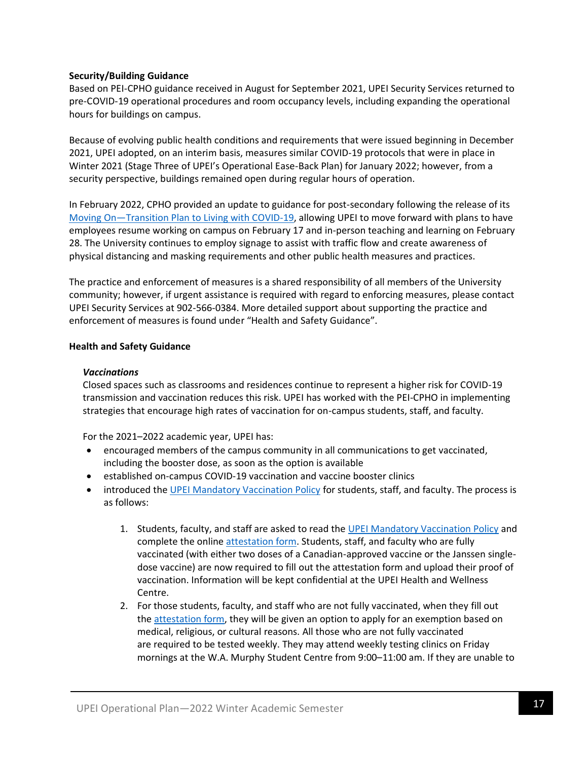**Security/Building Guidance**

Based on PEI-CPHO guidance received in August for September 2021, UPEI Security Services returned to pre-COVID-19 operational procedures and room occupancy levels, including expanding the operational hours for buildings on campus.

Because of evolving public health conditions and requirements that were issued beginning in December 2021, UPEI adopted, on an interim basis, measures similar COVID-19 protocols that were in place in Winter 2021 (Stage Three of UPEI's Operational Ease-Back Plan) for January 2022; however, from a security perspective, buildings remained open during regular hours of operation.

In February 2022, CPHO provided an update to guidance for post-secondary following the release of its Moving On—Transition Plan to Living with COVID-19, allowing UPEI to move forward with plans to have employees resume working on campus on February 17 and in-person teaching and learning on February 28. The University continues to employ signage to assist with traffic flow and create awareness of physical distancing and masking requirements and other public health measures and practices.

The practice and enforcement of measures is a shared responsibility of all members of the University community; however, if urgent assistance is required with regard to enforcing measures, please contact UPEI Security Services at 902-566-0384. More detailed support about supporting the practice and enforcement of measures is found under "Health and Safety Guidance".

**Health and Safety Guidance**

***Vaccinations***

Closed spaces such as classrooms and residences continue to represent a higher risk for COVID-19 transmission and vaccination reduces this risk. UPEI has worked with the PEI-CPHO in implementing strategies that encourage high rates of vaccination for on-campus students, staff, and faculty.

For the 2021–2022 academic year, UPEI has:

- encouraged members of the campus community in all communications to get vaccinated, including the booster dose, as soon as the option is available
- established on-campus COVID-19 vaccination and vaccine booster clinics
- introduced the UPEI Mandatory Vaccination Policy for students, staff, and faculty. The process is as follows:

    1. Students, faculty, and staff are asked to read the UPEI Mandatory Vaccination Policy and complete the online attestation form. Students, staff, and faculty who are fully vaccinated (with either two doses of a Canadian-approved vaccine or the Janssen single-dose vaccine) are now required to fill out the attestation form and upload their proof of vaccination. Information will be kept confidential at the UPEI Health and Wellness Centre.
    2. For those students, faculty, and staff who are not fully vaccinated, when they fill out the attestation form, they will be given an option to apply for an exemption based on medical, religious, or cultural reasons. All those who are not fully vaccinated are required to be tested weekly. They may attend weekly testing clinics on Friday mornings at the W.A. Murphy Student Centre from 9:00–11:00 am. If they are unable to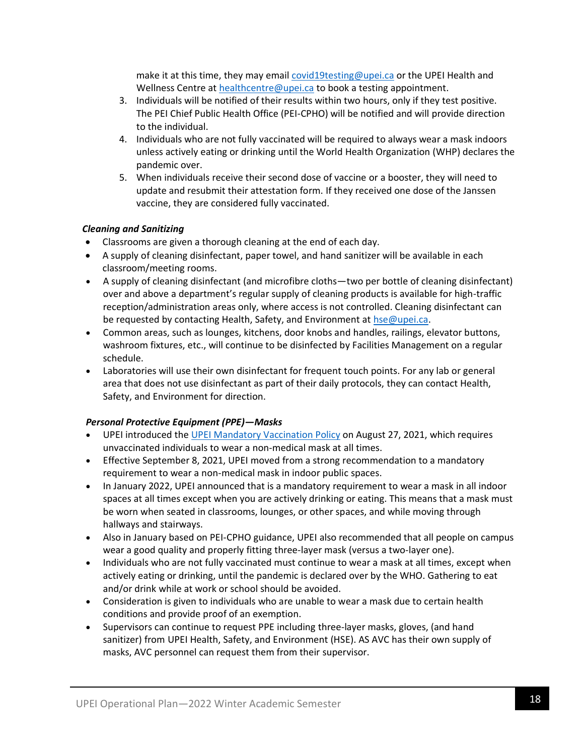make it at this time, they may email covid19testing@upei.ca or the UPEI Health and Wellness Centre at healthcentre@upei.ca to book a testing appointment.

3. Individuals will be notified of their results within two hours, only if they test positive. The PEI Chief Public Health Office (PEI-CPHO) will be notified and will provide direction to the individual.
4. Individuals who are not fully vaccinated will be required to always wear a mask indoors unless actively eating or drinking until the World Health Organization (WHP) declares the pandemic over.
5. When individuals receive their second dose of vaccine or a booster, they will need to update and resubmit their attestation form. If they received one dose of the Janssen vaccine, they are considered fully vaccinated.

***Cleaning and Sanitizing***

- Classrooms are given a thorough cleaning at the end of each day.
- A supply of cleaning disinfectant, paper towel, and hand sanitizer will be available in each classroom/meeting rooms.
- A supply of cleaning disinfectant (and microfibre cloths—two per bottle of cleaning disinfectant) over and above a department's regular supply of cleaning products is available for high-traffic reception/administration areas only, where access is not controlled. Cleaning disinfectant can be requested by contacting Health, Safety, and Environment at hse@upei.ca.
- Common areas, such as lounges, kitchens, door knobs and handles, railings, elevator buttons, washroom fixtures, etc., will continue to be disinfected by Facilities Management on a regular schedule.
- Laboratories will use their own disinfectant for frequent touch points. For any lab or general area that does not use disinfectant as part of their daily protocols, they can contact Health, Safety, and Environment for direction.

***Personal Protective Equipment (PPE)—Masks***

- UPEI introduced the UPEI Mandatory Vaccination Policy on August 27, 2021, which requires unvaccinated individuals to wear a non-medical mask at all times.
- Effective September 8, 2021, UPEI moved from a strong recommendation to a mandatory requirement to wear a non-medical mask in indoor public spaces.
- In January 2022, UPEI announced that is a mandatory requirement to wear a mask in all indoor spaces at all times except when you are actively drinking or eating. This means that a mask must be worn when seated in classrooms, lounges, or other spaces, and while moving through hallways and stairways.
- Also in January based on PEI-CPHO guidance, UPEI also recommended that all people on campus wear a good quality and properly fitting three-layer mask (versus a two-layer one).
- Individuals who are not fully vaccinated must continue to wear a mask at all times, except when actively eating or drinking, until the pandemic is declared over by the WHO. Gathering to eat and/or drink while at work or school should be avoided.
- Consideration is given to individuals who are unable to wear a mask due to certain health conditions and provide proof of an exemption.
- Supervisors can continue to request PPE including three-layer masks, gloves, (and hand sanitizer) from UPEI Health, Safety, and Environment (HSE). AS AVC has their own supply of masks, AVC personnel can request them from their supervisor.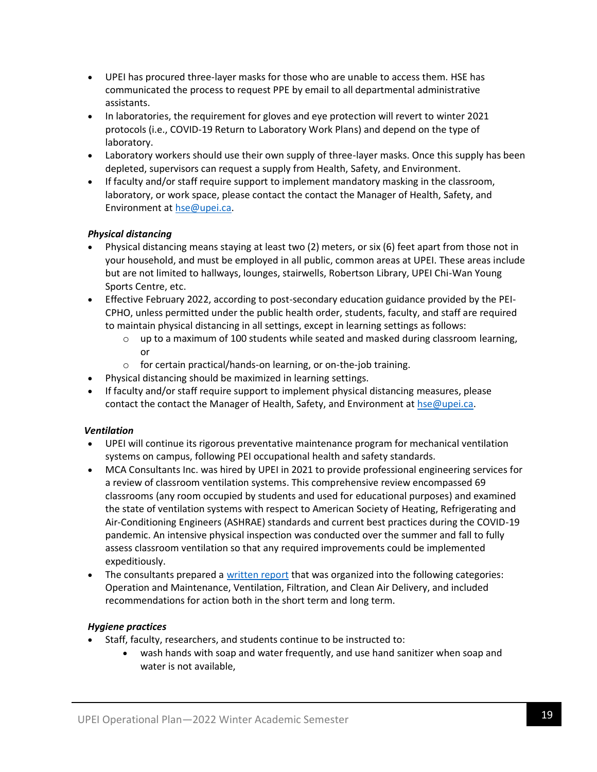- UPEI has procured three-layer masks for those who are unable to access them. HSE has communicated the process to request PPE by email to all departmental administrative assistants.
- In laboratories, the requirement for gloves and eye protection will revert to winter 2021 protocols (i.e., COVID-19 Return to Laboratory Work Plans) and depend on the type of laboratory.
- Laboratory workers should use their own supply of three-layer masks. Once this supply has been depleted, supervisors can request a supply from Health, Safety, and Environment.
- If faculty and/or staff require support to implement mandatory masking in the classroom, laboratory, or work space, please contact the contact the Manager of Health, Safety, and Environment at [hse@upei.ca](mailto:hse@upei.ca).

***Physical distancing***

- Physical distancing means staying at least two (2) meters, or six (6) feet apart from those not in your household, and must be employed in all public, common areas at UPEI. These areas include but are not limited to hallways, lounges, stairwells, Robertson Library, UPEI Chi-Wan Young Sports Centre, etc.
- Effective February 2022, according to post-secondary education guidance provided by the PEI-CPHO, unless permitted under the public health order, students, faculty, and staff are required to maintain physical distancing in all settings, except in learning settings as follows:
  - up to a maximum of 100 students while seated and masked during classroom learning, or
  - for certain practical/hands-on learning, or on-the-job training.
- Physical distancing should be maximized in learning settings.
- If faculty and/or staff require support to implement physical distancing measures, please contact the contact the Manager of Health, Safety, and Environment at [hse@upei.ca](mailto:hse@upei.ca).

***Ventilation***

- UPEI will continue its rigorous preventative maintenance program for mechanical ventilation systems on campus, following PEI occupational health and safety standards.
- MCA Consultants Inc. was hired by UPEI in 2021 to provide professional engineering services for a review of classroom ventilation systems. This comprehensive review encompassed 69 classrooms (any room occupied by students and used for educational purposes) and examined the state of ventilation systems with respect to American Society of Heating, Refrigerating and Air-Conditioning Engineers (ASHRAE) standards and current best practices during the COVID-19 pandemic. An intensive physical inspection was conducted over the summer and fall to fully assess classroom ventilation so that any required improvements could be implemented expeditiously.
- The consultants prepared a written report that was organized into the following categories: Operation and Maintenance, Ventilation, Filtration, and Clean Air Delivery, and included recommendations for action both in the short term and long term.

***Hygiene practices***

- Staff, faculty, researchers, and students continue to be instructed to:
  - wash hands with soap and water frequently, and use hand sanitizer when soap and water is not available,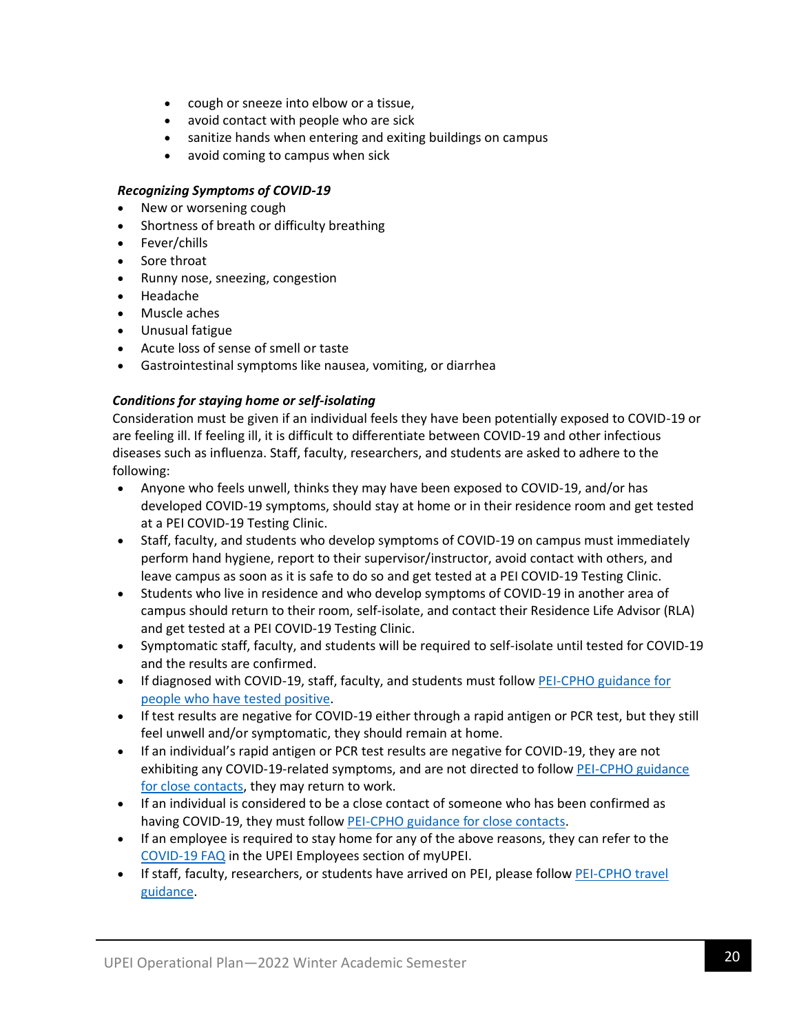- cough or sneeze into elbow or a tissue,
- avoid contact with people who are sick
- sanitize hands when entering and exiting buildings on campus
- avoid coming to campus when sick

***Recognizing Symptoms of COVID-19***

- New or worsening cough
- Shortness of breath or difficulty breathing
- Fever/chills
- Sore throat
- Runny nose, sneezing, congestion
- Headache
- Muscle aches
- Unusual fatigue
- Acute loss of sense of smell or taste
- Gastrointestinal symptoms like nausea, vomiting, or diarrhea

***Conditions for staying home or self-isolating***

Consideration must be given if an individual feels they have been potentially exposed to COVID-19 or are feeling ill. If feeling ill, it is difficult to differentiate between COVID-19 and other infectious diseases such as influenza. Staff, faculty, researchers, and students are asked to adhere to the following:

- Anyone who feels unwell, thinks they may have been exposed to COVID-19, and/or has developed COVID-19 symptoms, should stay at home or in their residence room and get tested at a PEI COVID-19 Testing Clinic.
- Staff, faculty, and students who develop symptoms of COVID-19 on campus must immediately perform hand hygiene, report to their supervisor/instructor, avoid contact with others, and leave campus as soon as it is safe to do so and get tested at a PEI COVID-19 Testing Clinic.
- Students who live in residence and who develop symptoms of COVID-19 in another area of campus should return to their room, self-isolate, and contact their Residence Life Advisor (RLA) and get tested at a PEI COVID-19 Testing Clinic.
- Symptomatic staff, faculty, and students will be required to self-isolate until tested for COVID-19 and the results are confirmed.
- If diagnosed with COVID-19, staff, faculty, and students must follow PEI-CPHO guidance for people who have tested positive.
- If test results are negative for COVID-19 either through a rapid antigen or PCR test, but they still feel unwell and/or symptomatic, they should remain at home.
- If an individual's rapid antigen or PCR test results are negative for COVID-19, they are not exhibiting any COVID-19-related symptoms, and are not directed to follow PEI-CPHO guidance for close contacts, they may return to work.
- If an individual is considered to be a close contact of someone who has been confirmed as having COVID-19, they must follow PEI-CPHO guidance for close contacts.
- If an employee is required to stay home for any of the above reasons, they can refer to the COVID-19 FAQ in the UPEI Employees section of myUPEI.
- If staff, faculty, researchers, or students have arrived on PEI, please follow PEI-CPHO travel guidance.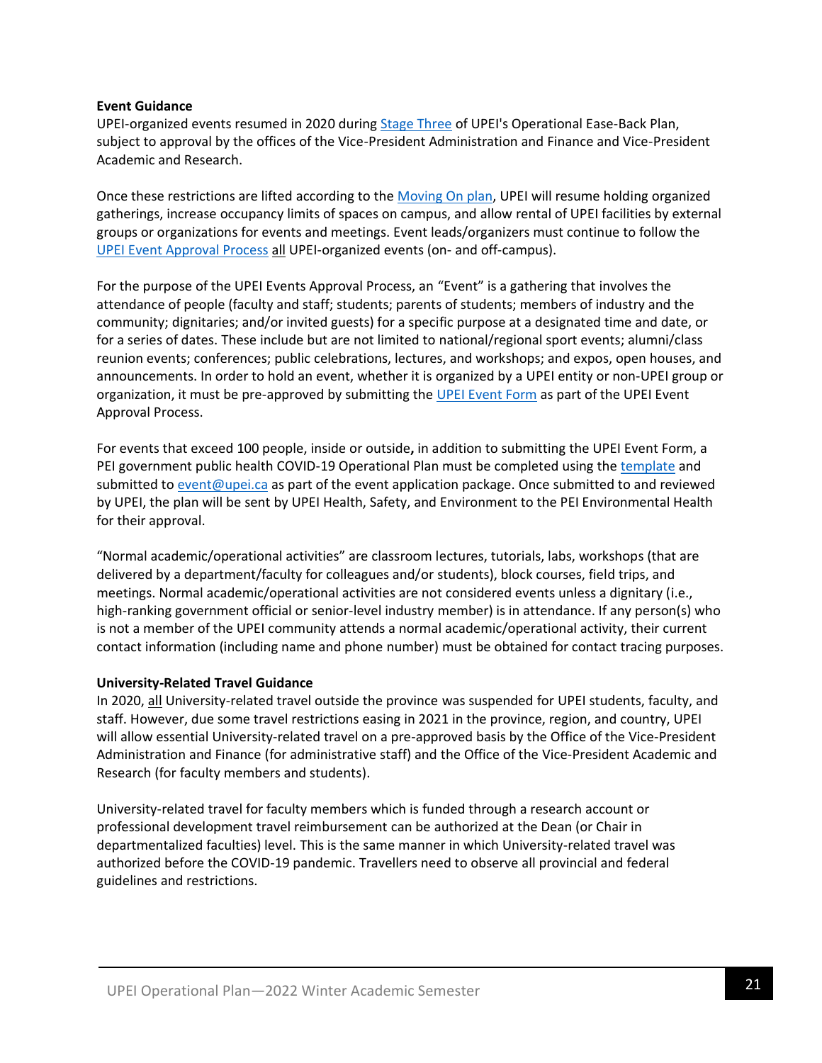**Event Guidance**

UPEI-organized events resumed in 2020 during Stage Three of UPEI's Operational Ease-Back Plan, subject to approval by the offices of the Vice-President Administration and Finance and Vice-President Academic and Research.

Once these restrictions are lifted according to the Moving On plan, UPEI will resume holding organized gatherings, increase occupancy limits of spaces on campus, and allow rental of UPEI facilities by external groups or organizations for events and meetings. Event leads/organizers must continue to follow the UPEI Event Approval Process all UPEI-organized events (on- and off-campus).

For the purpose of the UPEI Events Approval Process, an "Event" is a gathering that involves the attendance of people (faculty and staff; students; parents of students; members of industry and the community; dignitaries; and/or invited guests) for a specific purpose at a designated time and date, or for a series of dates. These include but are not limited to national/regional sport events; alumni/class reunion events; conferences; public celebrations, lectures, and workshops; and expos, open houses, and announcements. In order to hold an event, whether it is organized by a UPEI entity or non-UPEI group or organization, it must be pre-approved by submitting the UPEI Event Form as part of the UPEI Event Approval Process.

For events that exceed 100 people, inside or outside**,** in addition to submitting the UPEI Event Form, a PEI government public health COVID-19 Operational Plan must be completed using the template and submitted to event@upei.ca as part of the event application package. Once submitted to and reviewed by UPEI, the plan will be sent by UPEI Health, Safety, and Environment to the PEI Environmental Health for their approval.

"Normal academic/operational activities" are classroom lectures, tutorials, labs, workshops (that are delivered by a department/faculty for colleagues and/or students), block courses, field trips, and meetings. Normal academic/operational activities are not considered events unless a dignitary (i.e., high-ranking government official or senior-level industry member) is in attendance. If any person(s) who is not a member of the UPEI community attends a normal academic/operational activity, their current contact information (including name and phone number) must be obtained for contact tracing purposes.

**University-Related Travel Guidance**

In 2020, all University-related travel outside the province was suspended for UPEI students, faculty, and staff. However, due some travel restrictions easing in 2021 in the province, region, and country, UPEI will allow essential University-related travel on a pre-approved basis by the Office of the Vice-President Administration and Finance (for administrative staff) and the Office of the Vice-President Academic and Research (for faculty members and students).

University-related travel for faculty members which is funded through a research account or professional development travel reimbursement can be authorized at the Dean (or Chair in departmentalized faculties) level. This is the same manner in which University-related travel was authorized before the COVID-19 pandemic. Travellers need to observe all provincial and federal guidelines and restrictions.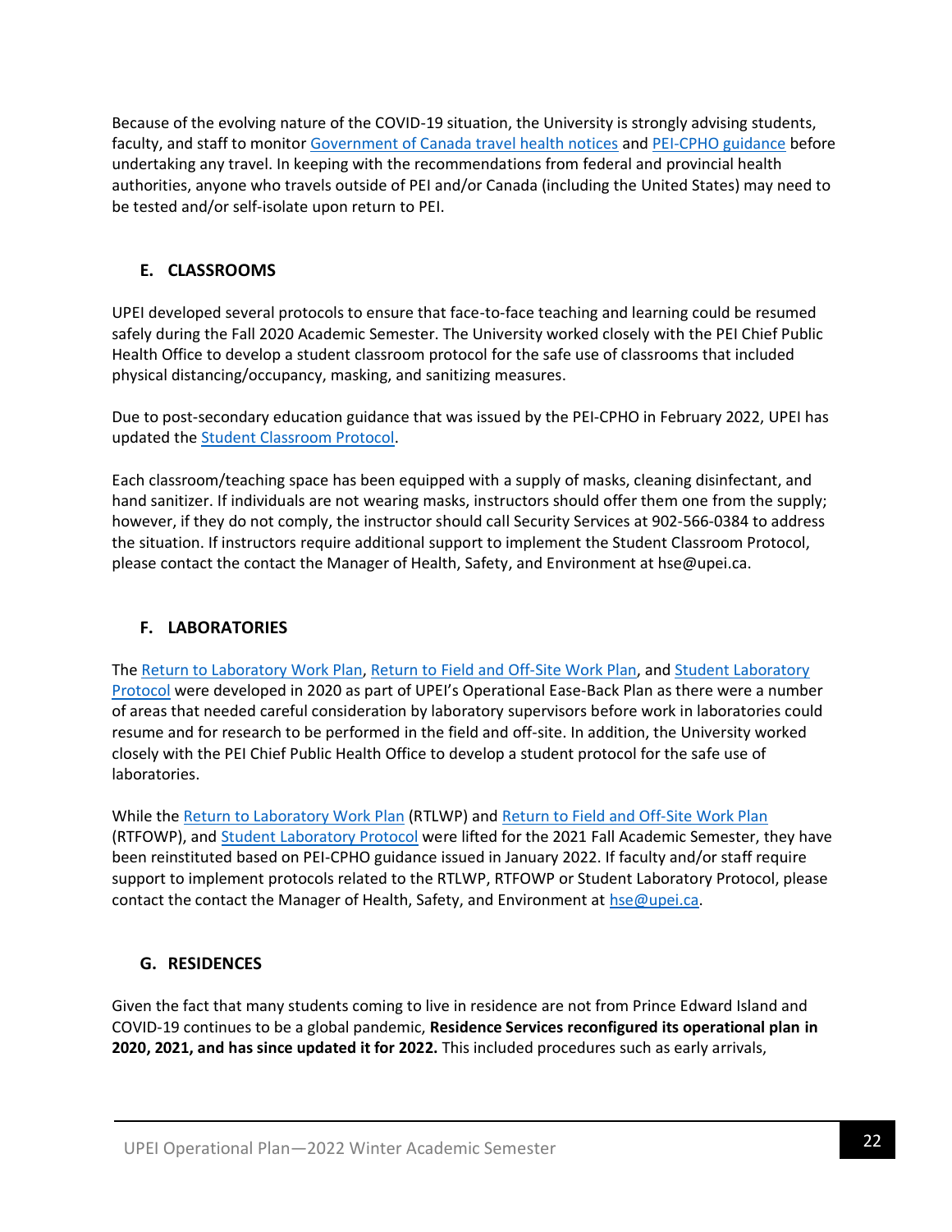Because of the evolving nature of the COVID-19 situation, the University is strongly advising students, faculty, and staff to monitor Government of Canada travel health notices and PEI-CPHO guidance before undertaking any travel. In keeping with the recommendations from federal and provincial health authorities, anyone who travels outside of PEI and/or Canada (including the United States) may need to be tested and/or self-isolate upon return to PEI.

## E. CLASSROOMS

UPEI developed several protocols to ensure that face-to-face teaching and learning could be resumed safely during the Fall 2020 Academic Semester. The University worked closely with the PEI Chief Public Health Office to develop a student classroom protocol for the safe use of classrooms that included physical distancing/occupancy, masking, and sanitizing measures.

Due to post-secondary education guidance that was issued by the PEI-CPHO in February 2022, UPEI has updated the Student Classroom Protocol.

Each classroom/teaching space has been equipped with a supply of masks, cleaning disinfectant, and hand sanitizer. If individuals are not wearing masks, instructors should offer them one from the supply; however, if they do not comply, the instructor should call Security Services at 902-566-0384 to address the situation. If instructors require additional support to implement the Student Classroom Protocol, please contact the contact the Manager of Health, Safety, and Environment at hse@upei.ca.

## F. LABORATORIES

The Return to Laboratory Work Plan, Return to Field and Off-Site Work Plan, and Student Laboratory Protocol were developed in 2020 as part of UPEI's Operational Ease-Back Plan as there were a number of areas that needed careful consideration by laboratory supervisors before work in laboratories could resume and for research to be performed in the field and off-site. In addition, the University worked closely with the PEI Chief Public Health Office to develop a student protocol for the safe use of laboratories.

While the Return to Laboratory Work Plan (RTLWP) and Return to Field and Off-Site Work Plan (RTFOWP), and Student Laboratory Protocol were lifted for the 2021 Fall Academic Semester, they have been reinstituted based on PEI-CPHO guidance issued in January 2022. If faculty and/or staff require support to implement protocols related to the RTLWP, RTFOWP or Student Laboratory Protocol, please contact the contact the Manager of Health, Safety, and Environment at hse@upei.ca.

## G. RESIDENCES

Given the fact that many students coming to live in residence are not from Prince Edward Island and COVID-19 continues to be a global pandemic, **Residence Services reconfigured its operational plan in 2020, 2021, and has since updated it for 2022.** This included procedures such as early arrivals,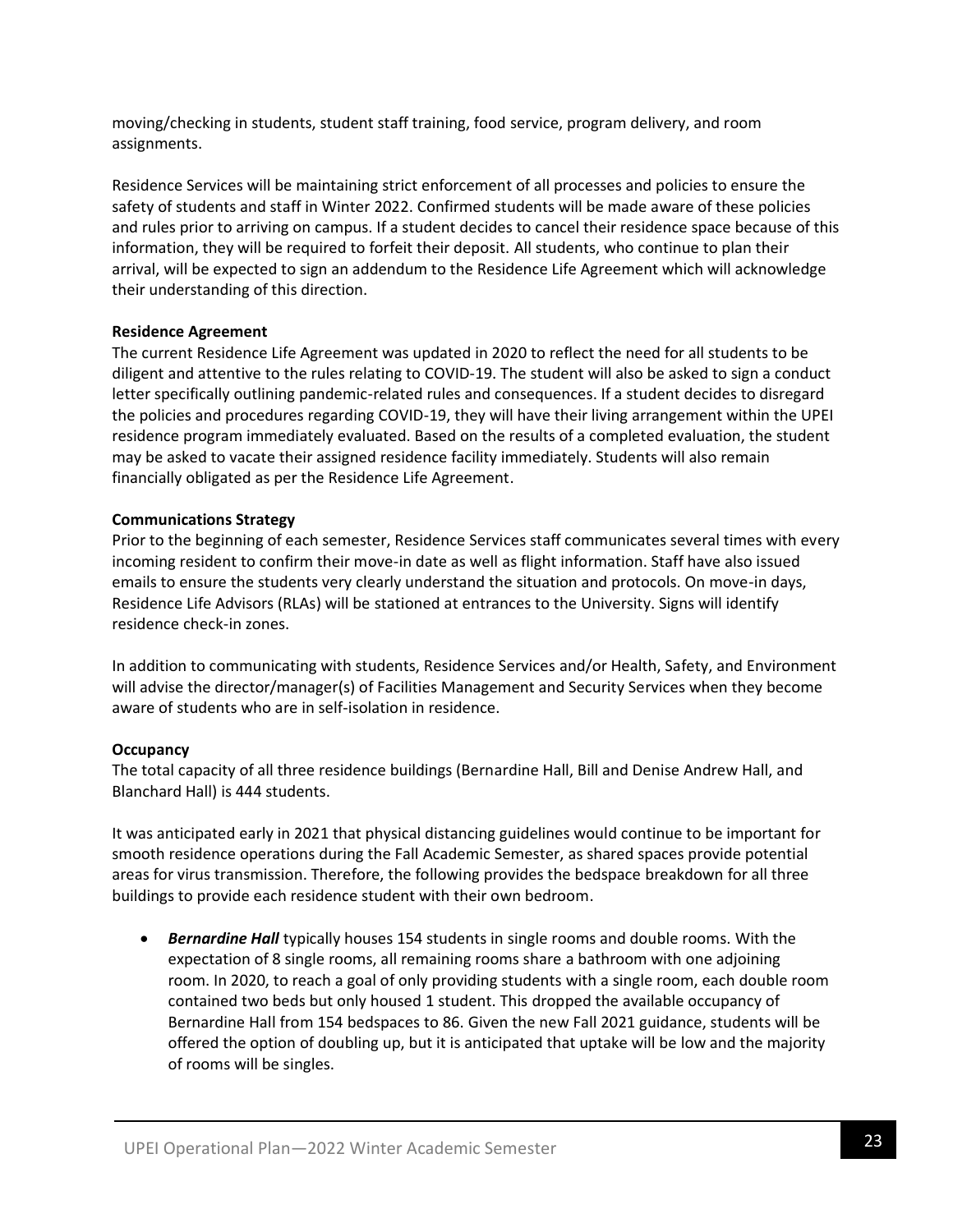moving/checking in students, student staff training, food service, program delivery, and room assignments.

Residence Services will be maintaining strict enforcement of all processes and policies to ensure the safety of students and staff in Winter 2022. Confirmed students will be made aware of these policies and rules prior to arriving on campus. If a student decides to cancel their residence space because of this information, they will be required to forfeit their deposit. All students, who continue to plan their arrival, will be expected to sign an addendum to the Residence Life Agreement which will acknowledge their understanding of this direction.

**Residence Agreement**

The current Residence Life Agreement was updated in 2020 to reflect the need for all students to be diligent and attentive to the rules relating to COVID-19. The student will also be asked to sign a conduct letter specifically outlining pandemic-related rules and consequences. If a student decides to disregard the policies and procedures regarding COVID-19, they will have their living arrangement within the UPEI residence program immediately evaluated. Based on the results of a completed evaluation, the student may be asked to vacate their assigned residence facility immediately. Students will also remain financially obligated as per the Residence Life Agreement.

**Communications Strategy**

Prior to the beginning of each semester, Residence Services staff communicates several times with every incoming resident to confirm their move-in date as well as flight information. Staff have also issued emails to ensure the students very clearly understand the situation and protocols. On move-in days, Residence Life Advisors (RLAs) will be stationed at entrances to the University. Signs will identify residence check-in zones.

In addition to communicating with students, Residence Services and/or Health, Safety, and Environment will advise the director/manager(s) of Facilities Management and Security Services when they become aware of students who are in self-isolation in residence.

**Occupancy**

The total capacity of all three residence buildings (Bernardine Hall, Bill and Denise Andrew Hall, and Blanchard Hall) is 444 students.

It was anticipated early in 2021 that physical distancing guidelines would continue to be important for smooth residence operations during the Fall Academic Semester, as shared spaces provide potential areas for virus transmission. Therefore, the following provides the bedspace breakdown for all three buildings to provide each residence student with their own bedroom.

- ***Bernardine Hall*** typically houses 154 students in single rooms and double rooms. With the expectation of 8 single rooms, all remaining rooms share a bathroom with one adjoining room. In 2020, to reach a goal of only providing students with a single room, each double room contained two beds but only housed 1 student. This dropped the available occupancy of Bernardine Hall from 154 bedspaces to 86. Given the new Fall 2021 guidance, students will be offered the option of doubling up, but it is anticipated that uptake will be low and the majority of rooms will be singles.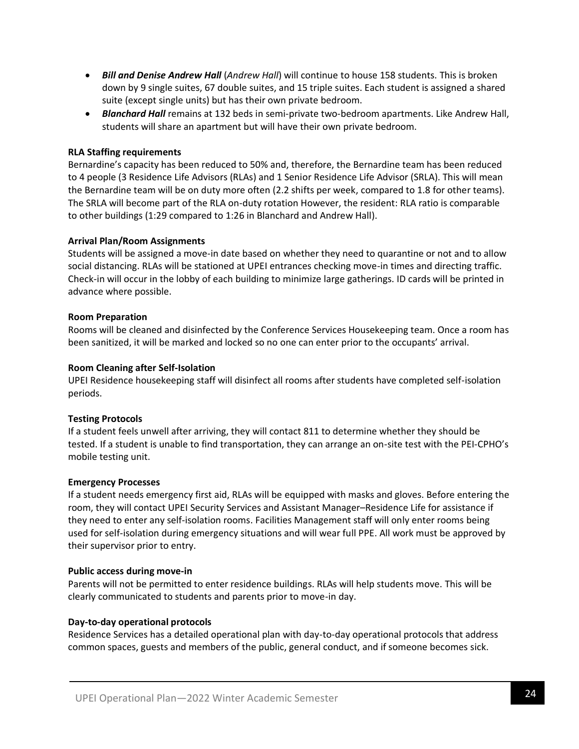- ***Bill and Denise Andrew Hall*** (*Andrew Hall*) will continue to house 158 students. This is broken down by 9 single suites, 67 double suites, and 15 triple suites. Each student is assigned a shared suite (except single units) but has their own private bedroom.
- ***Blanchard Hall*** remains at 132 beds in semi-private two-bedroom apartments. Like Andrew Hall, students will share an apartment but will have their own private bedroom.

**RLA Staffing requirements**

Bernardine's capacity has been reduced to 50% and, therefore, the Bernardine team has been reduced to 4 people (3 Residence Life Advisors (RLAs) and 1 Senior Residence Life Advisor (SRLA). This will mean the Bernardine team will be on duty more often (2.2 shifts per week, compared to 1.8 for other teams). The SRLA will become part of the RLA on-duty rotation However, the resident: RLA ratio is comparable to other buildings (1:29 compared to 1:26 in Blanchard and Andrew Hall).

**Arrival Plan/Room Assignments**

Students will be assigned a move-in date based on whether they need to quarantine or not and to allow social distancing. RLAs will be stationed at UPEI entrances checking move-in times and directing traffic. Check-in will occur in the lobby of each building to minimize large gatherings. ID cards will be printed in advance where possible.

**Room Preparation**

Rooms will be cleaned and disinfected by the Conference Services Housekeeping team. Once a room has been sanitized, it will be marked and locked so no one can enter prior to the occupants' arrival.

**Room Cleaning after Self-Isolation**

UPEI Residence housekeeping staff will disinfect all rooms after students have completed self-isolation periods.

**Testing Protocols**

If a student feels unwell after arriving, they will contact 811 to determine whether they should be tested. If a student is unable to find transportation, they can arrange an on-site test with the PEI-CPHO's mobile testing unit.

**Emergency Processes**

If a student needs emergency first aid, RLAs will be equipped with masks and gloves. Before entering the room, they will contact UPEI Security Services and Assistant Manager–Residence Life for assistance if they need to enter any self-isolation rooms. Facilities Management staff will only enter rooms being used for self-isolation during emergency situations and will wear full PPE. All work must be approved by their supervisor prior to entry.

**Public access during move-in**

Parents will not be permitted to enter residence buildings. RLAs will help students move. This will be clearly communicated to students and parents prior to move-in day.

**Day-to-day operational protocols**

Residence Services has a detailed operational plan with day-to-day operational protocols that address common spaces, guests and members of the public, general conduct, and if someone becomes sick.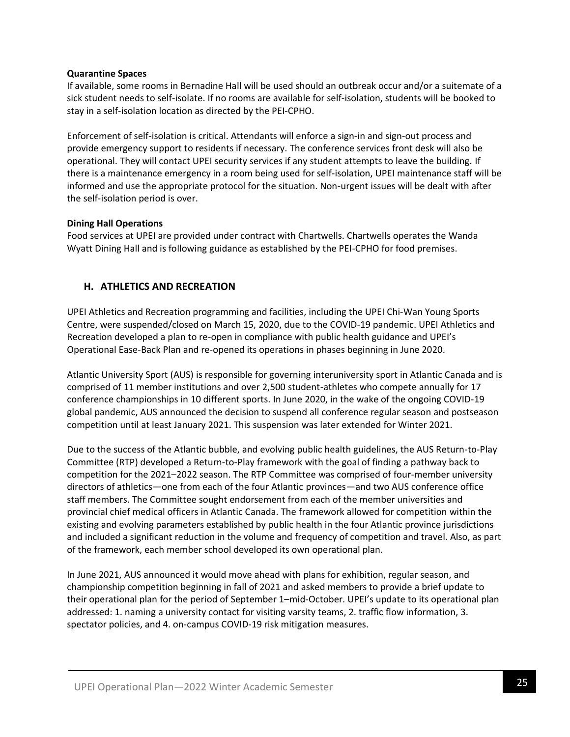**Quarantine Spaces**

If available, some rooms in Bernadine Hall will be used should an outbreak occur and/or a suitemate of a sick student needs to self-isolate. If no rooms are available for self-isolation, students will be booked to stay in a self-isolation location as directed by the PEI-CPHO.

Enforcement of self-isolation is critical. Attendants will enforce a sign-in and sign-out process and provide emergency support to residents if necessary. The conference services front desk will also be operational. They will contact UPEI security services if any student attempts to leave the building. If there is a maintenance emergency in a room being used for self-isolation, UPEI maintenance staff will be informed and use the appropriate protocol for the situation. Non-urgent issues will be dealt with after the self-isolation period is over.

**Dining Hall Operations**

Food services at UPEI are provided under contract with Chartwells. Chartwells operates the Wanda Wyatt Dining Hall and is following guidance as established by the PEI-CPHO for food premises.

## H. ATHLETICS AND RECREATION

UPEI Athletics and Recreation programming and facilities, including the UPEI Chi-Wan Young Sports Centre, were suspended/closed on March 15, 2020, due to the COVID-19 pandemic. UPEI Athletics and Recreation developed a plan to re-open in compliance with public health guidance and UPEI's Operational Ease-Back Plan and re-opened its operations in phases beginning in June 2020.

Atlantic University Sport (AUS) is responsible for governing interuniversity sport in Atlantic Canada and is comprised of 11 member institutions and over 2,500 student-athletes who compete annually for 17 conference championships in 10 different sports. In June 2020, in the wake of the ongoing COVID-19 global pandemic, AUS announced the decision to suspend all conference regular season and postseason competition until at least January 2021. This suspension was later extended for Winter 2021.

Due to the success of the Atlantic bubble, and evolving public health guidelines, the AUS Return-to-Play Committee (RTP) developed a Return-to-Play framework with the goal of finding a pathway back to competition for the 2021–2022 season. The RTP Committee was comprised of four-member university directors of athletics—one from each of the four Atlantic provinces—and two AUS conference office staff members. The Committee sought endorsement from each of the member universities and provincial chief medical officers in Atlantic Canada. The framework allowed for competition within the existing and evolving parameters established by public health in the four Atlantic province jurisdictions and included a significant reduction in the volume and frequency of competition and travel. Also, as part of the framework, each member school developed its own operational plan.

In June 2021, AUS announced it would move ahead with plans for exhibition, regular season, and championship competition beginning in fall of 2021 and asked members to provide a brief update to their operational plan for the period of September 1–mid-October. UPEI's update to its operational plan addressed: 1. naming a university contact for visiting varsity teams, 2. traffic flow information, 3. spectator policies, and 4. on-campus COVID-19 risk mitigation measures.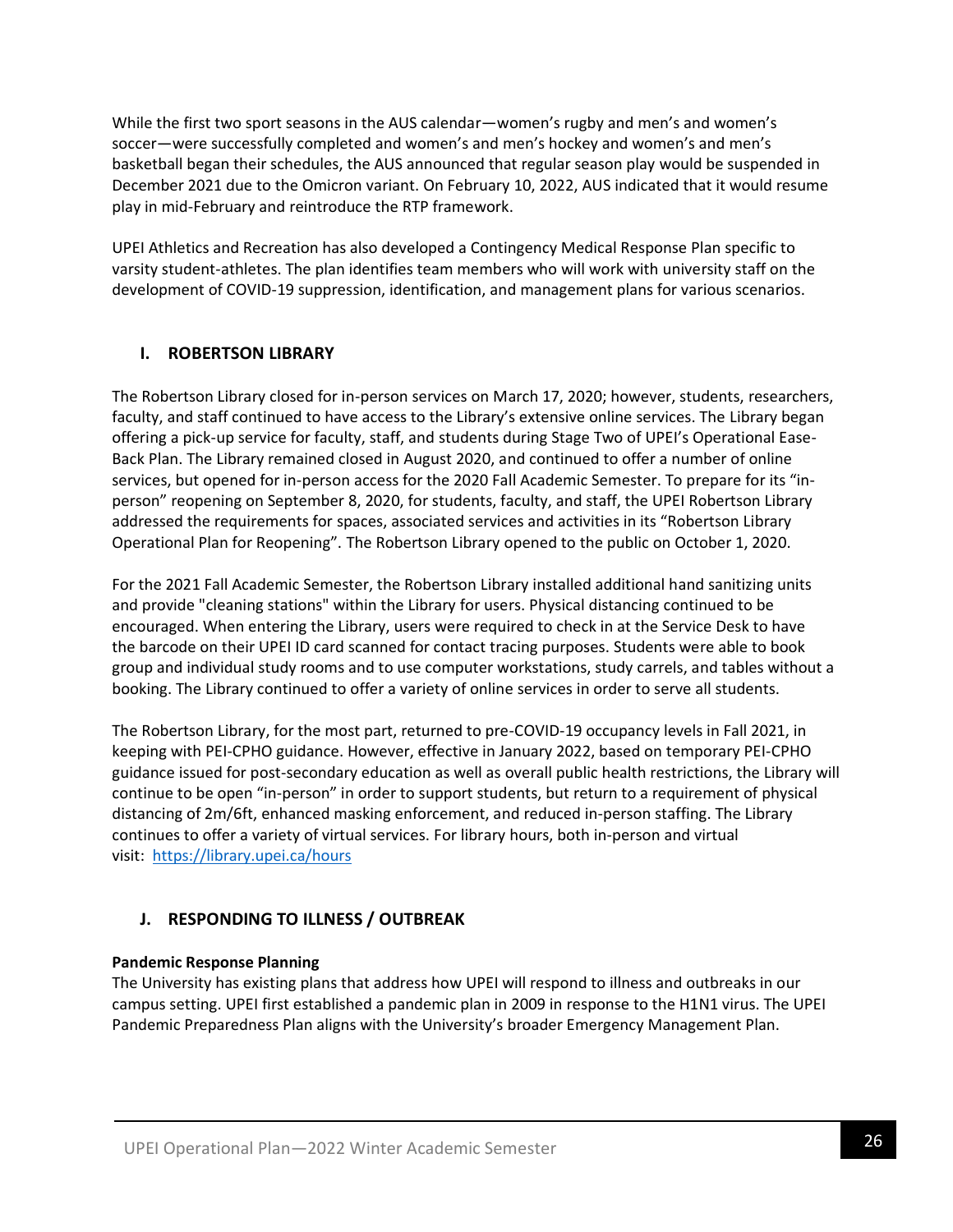While the first two sport seasons in the AUS calendar—women's rugby and men's and women's soccer—were successfully completed and women's and men's hockey and women's and men's basketball began their schedules, the AUS announced that regular season play would be suspended in December 2021 due to the Omicron variant. On February 10, 2022, AUS indicated that it would resume play in mid-February and reintroduce the RTP framework.

UPEI Athletics and Recreation has also developed a Contingency Medical Response Plan specific to varsity student-athletes. The plan identifies team members who will work with university staff on the development of COVID-19 suppression, identification, and management plans for various scenarios.

## I. ROBERTSON LIBRARY

The Robertson Library closed for in-person services on March 17, 2020; however, students, researchers, faculty, and staff continued to have access to the Library's extensive online services. The Library began offering a pick-up service for faculty, staff, and students during Stage Two of UPEI's Operational Ease-Back Plan. The Library remained closed in August 2020, and continued to offer a number of online services, but opened for in-person access for the 2020 Fall Academic Semester. To prepare for its "in-person" reopening on September 8, 2020, for students, faculty, and staff, the UPEI Robertson Library addressed the requirements for spaces, associated services and activities in its "Robertson Library Operational Plan for Reopening". The Robertson Library opened to the public on October 1, 2020.

For the 2021 Fall Academic Semester, the Robertson Library installed additional hand sanitizing units and provide "cleaning stations" within the Library for users. Physical distancing continued to be encouraged. When entering the Library, users were required to check in at the Service Desk to have the barcode on their UPEI ID card scanned for contact tracing purposes. Students were able to book group and individual study rooms and to use computer workstations, study carrels, and tables without a booking. The Library continued to offer a variety of online services in order to serve all students.

The Robertson Library, for the most part, returned to pre-COVID-19 occupancy levels in Fall 2021, in keeping with PEI-CPHO guidance. However, effective in January 2022, based on temporary PEI-CPHO guidance issued for post-secondary education as well as overall public health restrictions, the Library will continue to be open "in-person" in order to support students, but return to a requirement of physical distancing of 2m/6ft, enhanced masking enforcement, and reduced in-person staffing. The Library continues to offer a variety of virtual services. For library hours, both in-person and virtual visit: [https://library.upei.ca/hours](https://library.upei.ca/hours)

## J. RESPONDING TO ILLNESS / OUTBREAK

**Pandemic Response Planning**

The University has existing plans that address how UPEI will respond to illness and outbreaks in our campus setting. UPEI first established a pandemic plan in 2009 in response to the H1N1 virus. The UPEI Pandemic Preparedness Plan aligns with the University's broader Emergency Management Plan.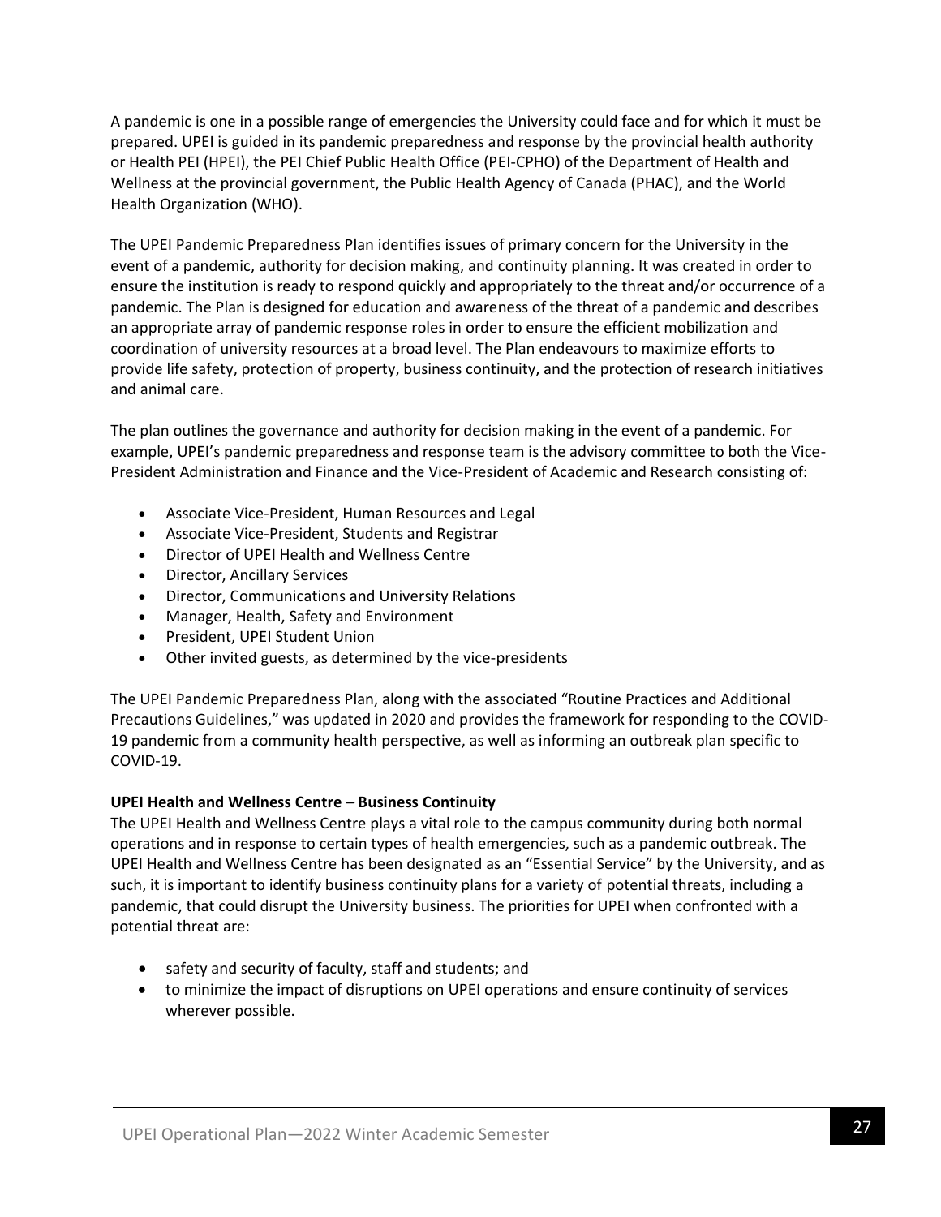A pandemic is one in a possible range of emergencies the University could face and for which it must be prepared. UPEI is guided in its pandemic preparedness and response by the provincial health authority or Health PEI (HPEI), the PEI Chief Public Health Office (PEI-CPHO) of the Department of Health and Wellness at the provincial government, the Public Health Agency of Canada (PHAC), and the World Health Organization (WHO).

The UPEI Pandemic Preparedness Plan identifies issues of primary concern for the University in the event of a pandemic, authority for decision making, and continuity planning. It was created in order to ensure the institution is ready to respond quickly and appropriately to the threat and/or occurrence of a pandemic. The Plan is designed for education and awareness of the threat of a pandemic and describes an appropriate array of pandemic response roles in order to ensure the efficient mobilization and coordination of university resources at a broad level. The Plan endeavours to maximize efforts to provide life safety, protection of property, business continuity, and the protection of research initiatives and animal care.

The plan outlines the governance and authority for decision making in the event of a pandemic. For example, UPEI's pandemic preparedness and response team is the advisory committee to both the Vice-President Administration and Finance and the Vice-President of Academic and Research consisting of:

- Associate Vice-President, Human Resources and Legal
- Associate Vice-President, Students and Registrar
- Director of UPEI Health and Wellness Centre
- Director, Ancillary Services
- Director, Communications and University Relations
- Manager, Health, Safety and Environment
- President, UPEI Student Union
- Other invited guests, as determined by the vice-presidents

The UPEI Pandemic Preparedness Plan, along with the associated "Routine Practices and Additional Precautions Guidelines," was updated in 2020 and provides the framework for responding to the COVID-19 pandemic from a community health perspective, as well as informing an outbreak plan specific to COVID-19.

**UPEI Health and Wellness Centre – Business Continuity**

The UPEI Health and Wellness Centre plays a vital role to the campus community during both normal operations and in response to certain types of health emergencies, such as a pandemic outbreak. The UPEI Health and Wellness Centre has been designated as an "Essential Service" by the University, and as such, it is important to identify business continuity plans for a variety of potential threats, including a pandemic, that could disrupt the University business. The priorities for UPEI when confronted with a potential threat are:

- safety and security of faculty, staff and students; and
- to minimize the impact of disruptions on UPEI operations and ensure continuity of services wherever possible.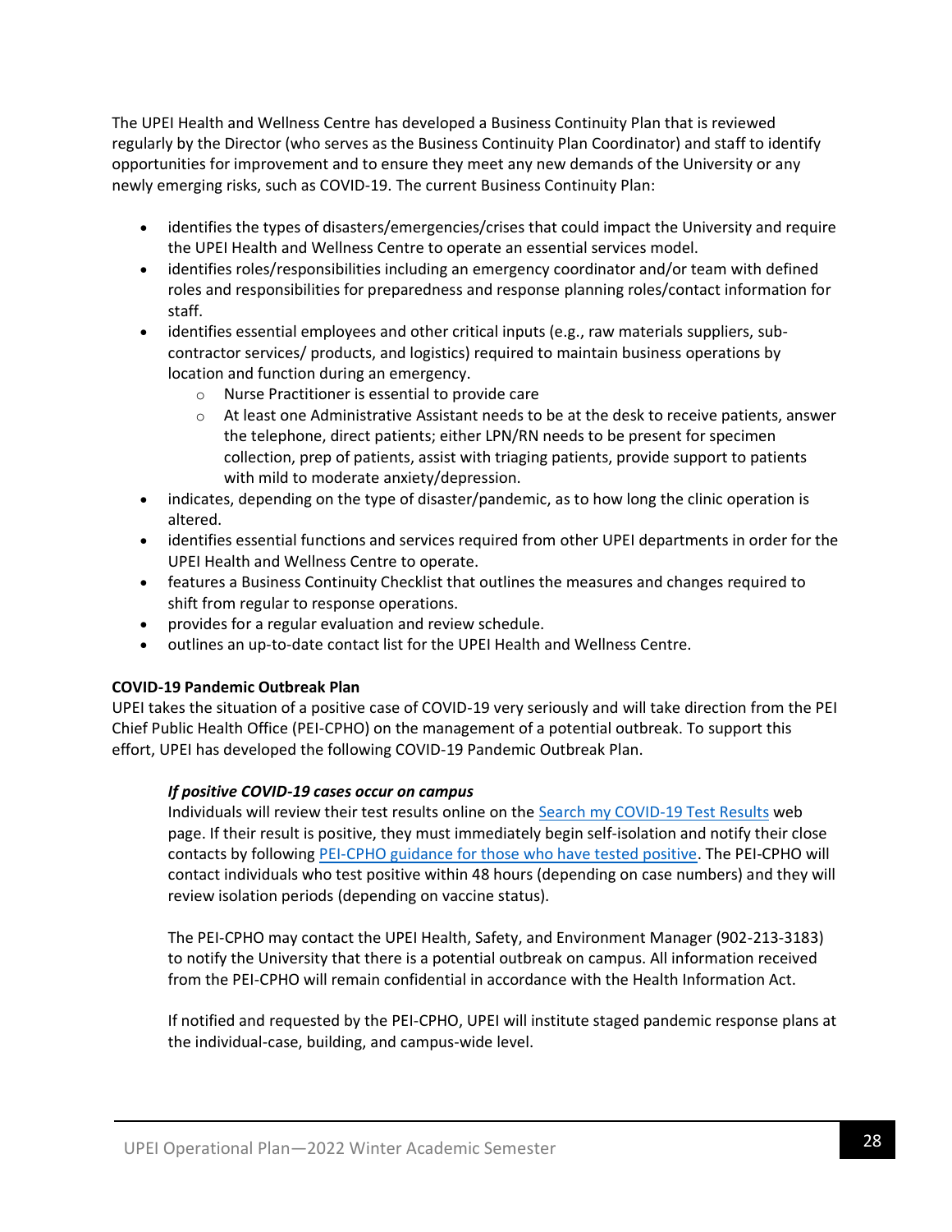The UPEI Health and Wellness Centre has developed a Business Continuity Plan that is reviewed regularly by the Director (who serves as the Business Continuity Plan Coordinator) and staff to identify opportunities for improvement and to ensure they meet any new demands of the University or any newly emerging risks, such as COVID-19. The current Business Continuity Plan:

- identifies the types of disasters/emergencies/crises that could impact the University and require the UPEI Health and Wellness Centre to operate an essential services model.
- identifies roles/responsibilities including an emergency coordinator and/or team with defined roles and responsibilities for preparedness and response planning roles/contact information for staff.
- identifies essential employees and other critical inputs (e.g., raw materials suppliers, sub-contractor services/ products, and logistics) required to maintain business operations by location and function during an emergency.
  - Nurse Practitioner is essential to provide care
  - At least one Administrative Assistant needs to be at the desk to receive patients, answer the telephone, direct patients; either LPN/RN needs to be present for specimen collection, prep of patients, assist with triaging patients, provide support to patients with mild to moderate anxiety/depression.
- indicates, depending on the type of disaster/pandemic, as to how long the clinic operation is altered.
- identifies essential functions and services required from other UPEI departments in order for the UPEI Health and Wellness Centre to operate.
- features a Business Continuity Checklist that outlines the measures and changes required to shift from regular to response operations.
- provides for a regular evaluation and review schedule.
- outlines an up-to-date contact list for the UPEI Health and Wellness Centre.

**COVID-19 Pandemic Outbreak Plan**

UPEI takes the situation of a positive case of COVID-19 very seriously and will take direction from the PEI Chief Public Health Office (PEI-CPHO) on the management of a potential outbreak. To support this effort, UPEI has developed the following COVID-19 Pandemic Outbreak Plan.

***If positive COVID-19 cases occur on campus***

Individuals will review their test results online on the Search my COVID-19 Test Results web page. If their result is positive, they must immediately begin self-isolation and notify their close contacts by following PEI-CPHO guidance for those who have tested positive. The PEI-CPHO will contact individuals who test positive within 48 hours (depending on case numbers) and they will review isolation periods (depending on vaccine status).

The PEI-CPHO may contact the UPEI Health, Safety, and Environment Manager (902-213-3183) to notify the University that there is a potential outbreak on campus. All information received from the PEI-CPHO will remain confidential in accordance with the Health Information Act.

If notified and requested by the PEI-CPHO, UPEI will institute staged pandemic response plans at the individual-case, building, and campus-wide level.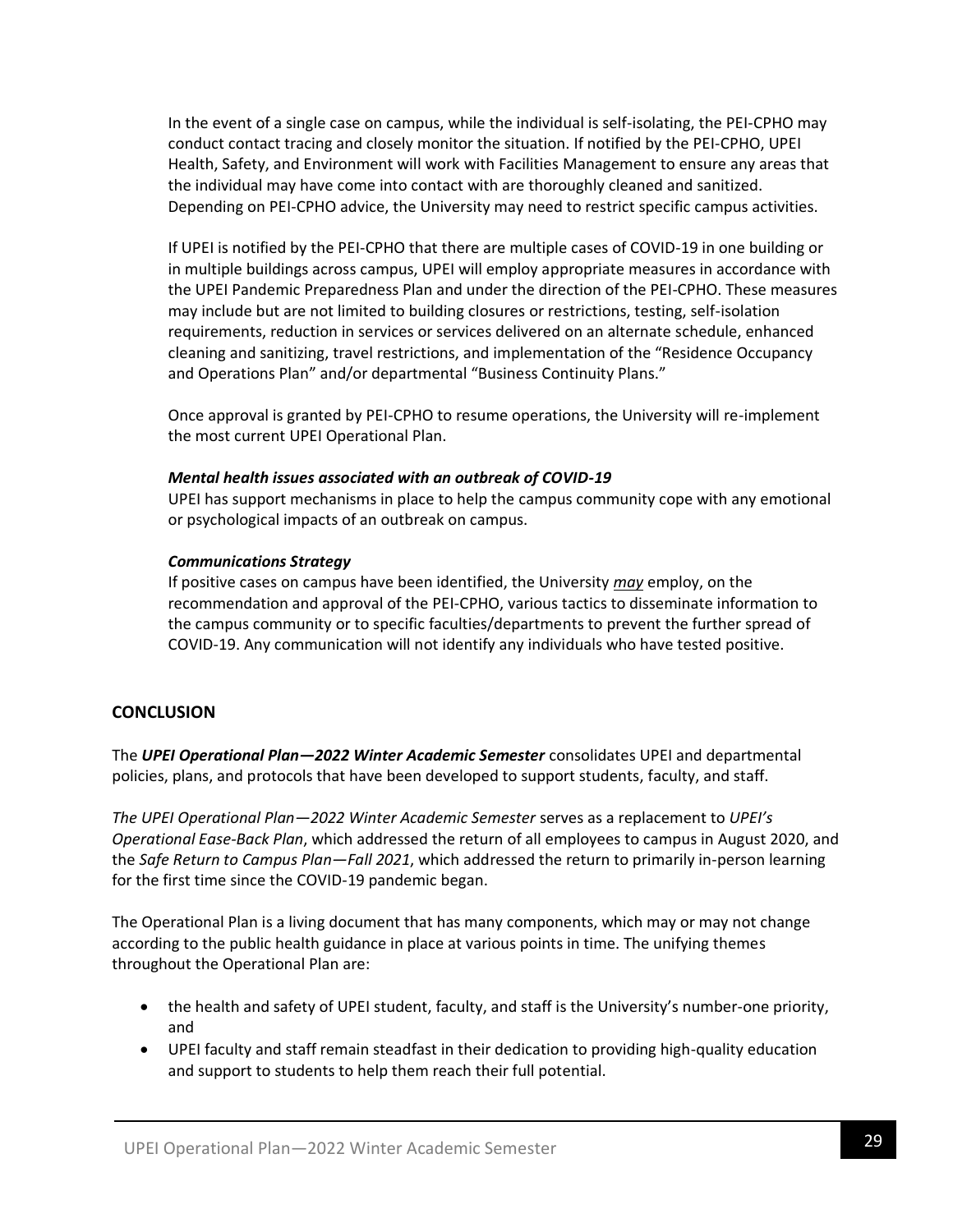In the event of a single case on campus, while the individual is self-isolating, the PEI-CPHO may conduct contact tracing and closely monitor the situation. If notified by the PEI-CPHO, UPEI Health, Safety, and Environment will work with Facilities Management to ensure any areas that the individual may have come into contact with are thoroughly cleaned and sanitized. Depending on PEI-CPHO advice, the University may need to restrict specific campus activities.

If UPEI is notified by the PEI-CPHO that there are multiple cases of COVID-19 in one building or in multiple buildings across campus, UPEI will employ appropriate measures in accordance with the UPEI Pandemic Preparedness Plan and under the direction of the PEI-CPHO. These measures may include but are not limited to building closures or restrictions, testing, self-isolation requirements, reduction in services or services delivered on an alternate schedule, enhanced cleaning and sanitizing, travel restrictions, and implementation of the "Residence Occupancy and Operations Plan" and/or departmental "Business Continuity Plans."

Once approval is granted by PEI-CPHO to resume operations, the University will re-implement the most current UPEI Operational Plan.

***Mental health issues associated with an outbreak of COVID-19***

UPEI has support mechanisms in place to help the campus community cope with any emotional or psychological impacts of an outbreak on campus.

***Communications Strategy***

If positive cases on campus have been identified, the University *may* employ, on the recommendation and approval of the PEI-CPHO, various tactics to disseminate information to the campus community or to specific faculties/departments to prevent the further spread of COVID-19. Any communication will not identify any individuals who have tested positive.

## CONCLUSION

The ***UPEI Operational Plan—2022 Winter Academic Semester*** consolidates UPEI and departmental policies, plans, and protocols that have been developed to support students, faculty, and staff.

*The UPEI Operational Plan—2022 Winter Academic Semester* serves as a replacement to *UPEI's Operational Ease-Back Plan*, which addressed the return of all employees to campus in August 2020, and the *Safe Return to Campus Plan—Fall 2021*, which addressed the return to primarily in-person learning for the first time since the COVID-19 pandemic began.

The Operational Plan is a living document that has many components, which may or may not change according to the public health guidance in place at various points in time. The unifying themes throughout the Operational Plan are:

- the health and safety of UPEI student, faculty, and staff is the University's number-one priority, and
- UPEI faculty and staff remain steadfast in their dedication to providing high-quality education and support to students to help them reach their full potential.